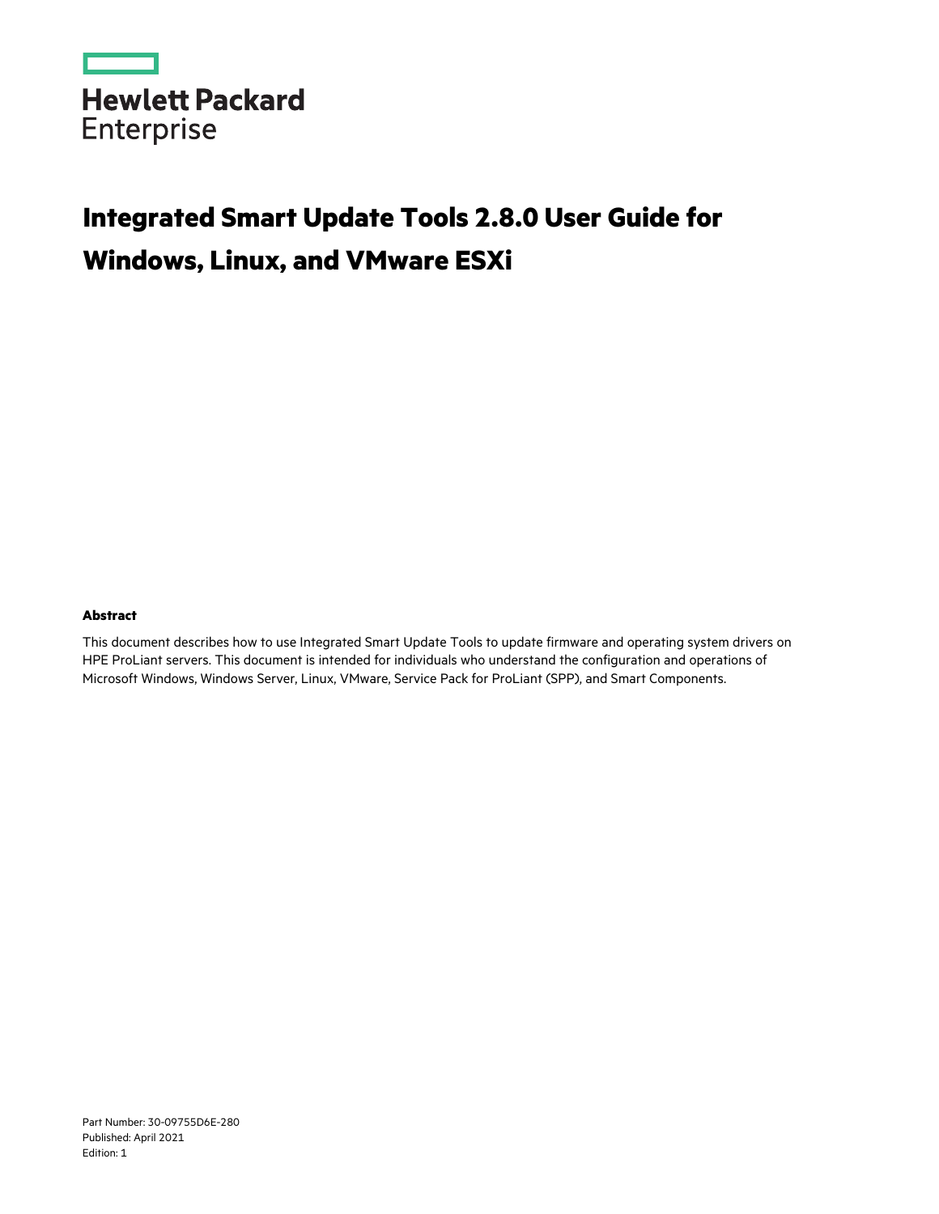Hewlett Packard Enterprise

# Integrated Smart Update Tools 2.8.0 User Guide for Windows, Linux, and VMware ESXi

**Abstract**

This document describes how to use Integrated Smart Update Tools to update firmware and operating system drivers on HPE ProLiant servers. This document is intended for individuals who understand the configuration and operations of Microsoft Windows, Windows Server, Linux, VMware, Service Pack for ProLiant (SPP), and Smart Components.

Part Number: 30-09755D6E-280
Published: April 2021
Edition: 1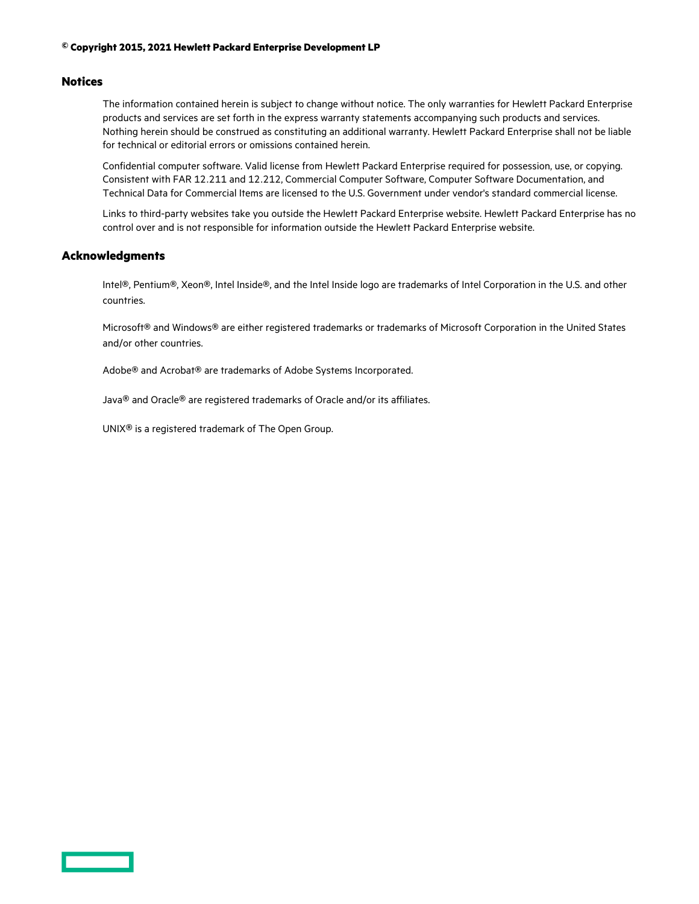**© Copyright 2015, 2021 Hewlett Packard Enterprise Development LP**

## Notices

The information contained herein is subject to change without notice. The only warranties for Hewlett Packard Enterprise products and services are set forth in the express warranty statements accompanying such products and services. Nothing herein should be construed as constituting an additional warranty. Hewlett Packard Enterprise shall not be liable for technical or editorial errors or omissions contained herein.

Confidential computer software. Valid license from Hewlett Packard Enterprise required for possession, use, or copying. Consistent with FAR 12.211 and 12.212, Commercial Computer Software, Computer Software Documentation, and Technical Data for Commercial Items are licensed to the U.S. Government under vendor's standard commercial license.

Links to third-party websites take you outside the Hewlett Packard Enterprise website. Hewlett Packard Enterprise has no control over and is not responsible for information outside the Hewlett Packard Enterprise website.

## Acknowledgments

Intel®, Pentium®, Xeon®, Intel Inside®, and the Intel Inside logo are trademarks of Intel Corporation in the U.S. and other countries.

Microsoft® and Windows® are either registered trademarks or trademarks of Microsoft Corporation in the United States and/or other countries.

Adobe® and Acrobat® are trademarks of Adobe Systems Incorporated.

Java® and Oracle® are registered trademarks of Oracle and/or its affiliates.

UNIX® is a registered trademark of The Open Group.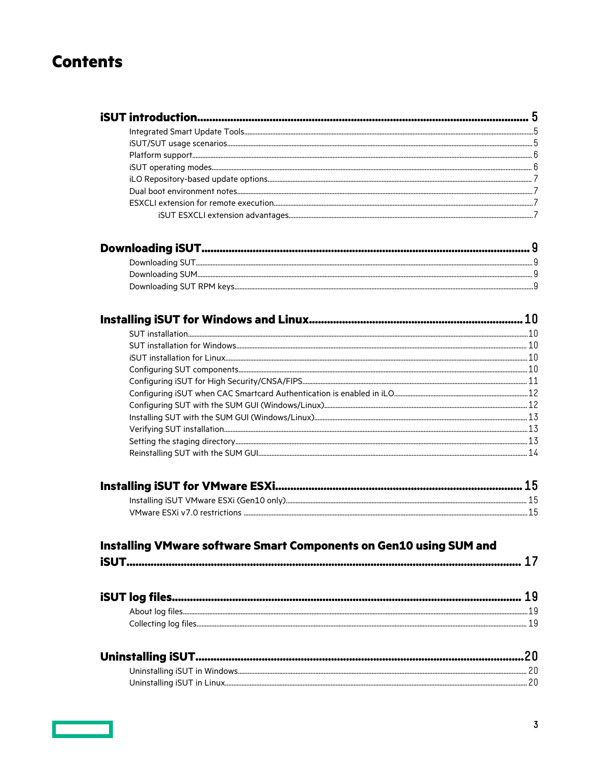# Contents

- **iSUT introduction** 5
  - Integrated Smart Update Tools 5
  - iSUT/SUT usage scenarios 5
  - Platform support 6
  - iSUT operating modes 6
  - iLO Repository-based update options 7
  - Dual boot environment notes 7
  - ESXCLI extension for remote execution 7
    - iSUT ESXCLI extension advantages 7

- **Downloading iSUT** 9
  - Downloading SUT 9
  - Downloading SUM 9
  - Downloading SUT RPM keys 9

- **Installing iSUT for Windows and Linux** 10
  - SUT installation 10
  - SUT installation for Windows 10
  - iSUT installation for Linux 10
  - Configuring SUT components 10
  - Configuring iSUT for High Security/CNSA/FIPS 11
  - Configuring iSUT when CAC Smartcard Authentication is enabled in iLO 12
  - Configuring SUT with the SUM GUI (Windows/Linux) 12
  - Installing SUT with the SUM GUI (Windows/Linux) 13
  - Verifying SUT installation 13
  - Setting the staging directory 13
  - Reinstalling SUT with the SUM GUI 14

- **Installing iSUT for VMware ESXi** 15
  - Installing iSUT VMware ESXi (Gen10 only) 15
  - VMware ESXi v7.0 restrictions 15

- **Installing VMware software Smart Components on Gen10 using SUM and iSUT** 17

- **iSUT log files** 19
  - About log files 19
  - Collecting log files 19

- **Uninstalling iSUT** 20
  - Uninstalling iSUT in Windows 20
  - Uninstalling iSUT in Linux 20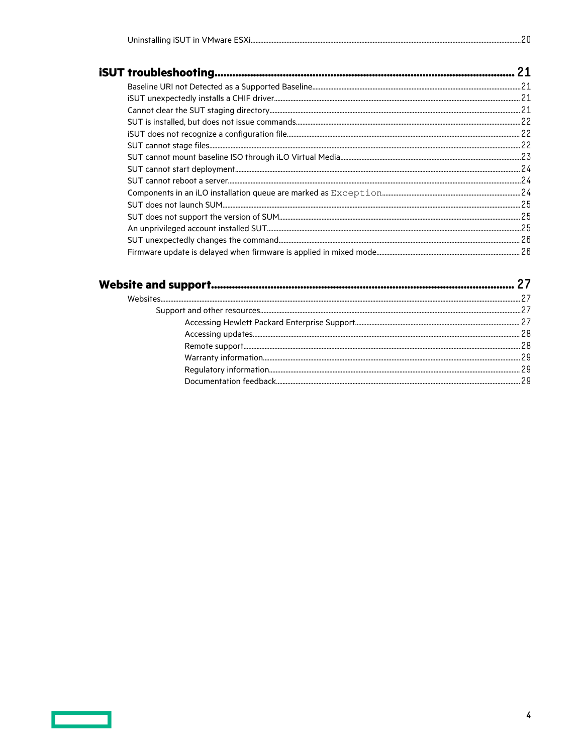Uninstalling iSUT in VMware ESXi....20

**iSUT troubleshooting....21**

- Baseline URI not Detected as a Supported Baseline....21
- iSUT unexpectedly installs a CHIF driver....21
- Cannot clear the SUT staging directory....21
- SUT is installed, but does not issue commands....22
- iSUT does not recognize a configuration file....22
- SUT cannot stage files....22
- SUT cannot mount baseline ISO through iLO Virtual Media....23
- SUT cannot start deployment....24
- SUT cannot reboot a server....24
- Components in an iLO installation queue are marked as `Exception`....24
- SUT does not launch SUM....25
- SUT does not support the version of SUM....25
- An unprivileged account installed SUT....25
- SUT unexpectedly changes the command....26
- Firmware update is delayed when firmware is applied in mixed mode....26

**Website and support....27**

- Websites....27
  - Support and other resources....27
    - Accessing Hewlett Packard Enterprise Support....27
    - Accessing updates....28
    - Remote support....28
    - Warranty information....29
    - Regulatory information....29
    - Documentation feedback....29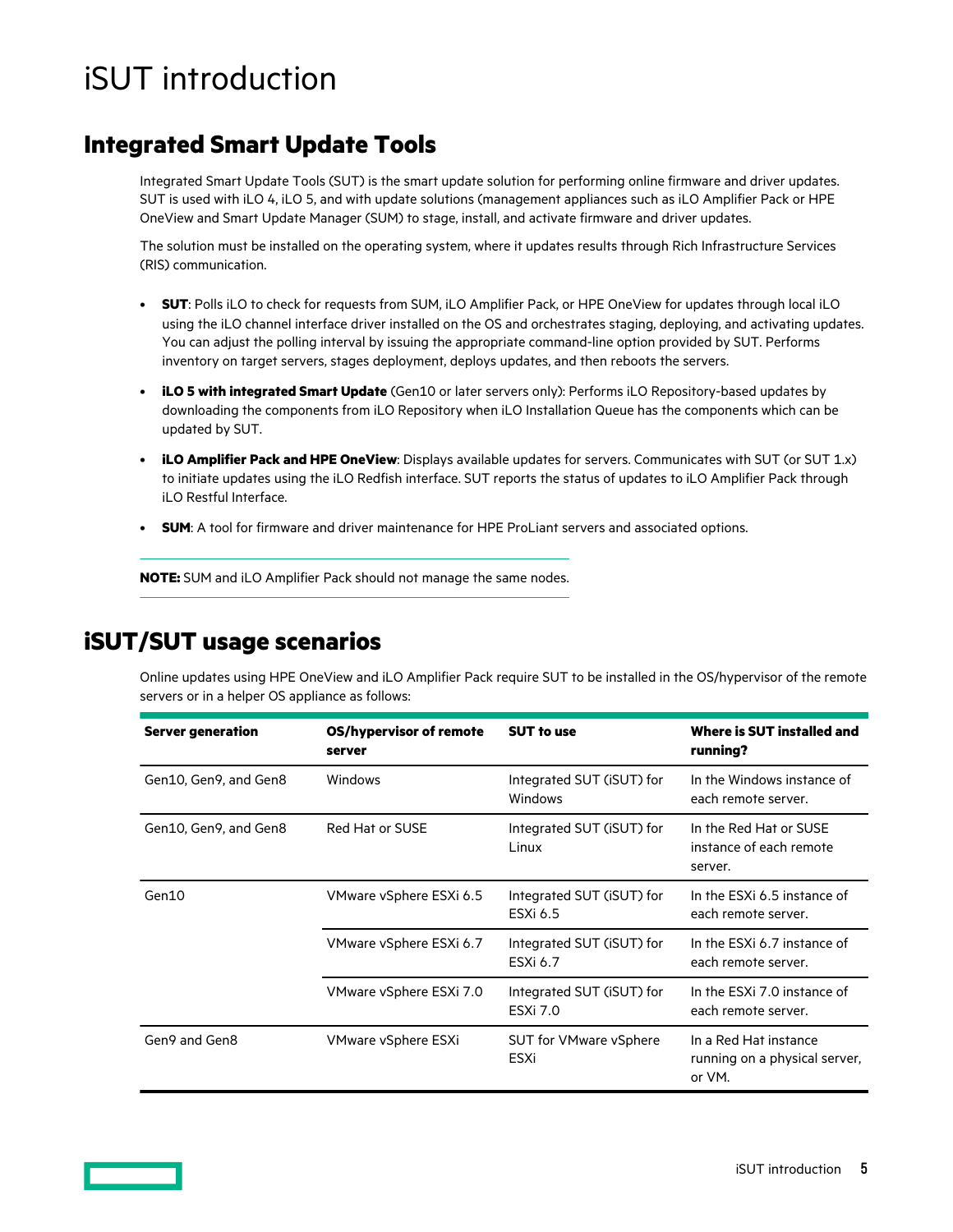# iSUT introduction

## Integrated Smart Update Tools

Integrated Smart Update Tools (SUT) is the smart update solution for performing online firmware and driver updates. SUT is used with iLO 4, iLO 5, and with update solutions (management appliances such as iLO Amplifier Pack or HPE OneView and Smart Update Manager (SUM) to stage, install, and activate firmware and driver updates.

The solution must be installed on the operating system, where it updates results through Rich Infrastructure Services (RIS) communication.

- **SUT**: Polls iLO to check for requests from SUM, iLO Amplifier Pack, or HPE OneView for updates through local iLO using the iLO channel interface driver installed on the OS and orchestrates staging, deploying, and activating updates. You can adjust the polling interval by issuing the appropriate command-line option provided by SUT. Performs inventory on target servers, stages deployment, deploys updates, and then reboots the servers.
- **iLO 5 with integrated Smart Update** (Gen10 or later servers only): Performs iLO Repository-based updates by downloading the components from iLO Repository when iLO Installation Queue has the components which can be updated by SUT.
- **iLO Amplifier Pack and HPE OneView**: Displays available updates for servers. Communicates with SUT (or SUT 1.x) to initiate updates using the iLO Redfish interface. SUT reports the status of updates to iLO Amplifier Pack through iLO Restful Interface.
- **SUM**: A tool for firmware and driver maintenance for HPE ProLiant servers and associated options.

**NOTE:** SUM and iLO Amplifier Pack should not manage the same nodes.

## iSUT/SUT usage scenarios

Online updates using HPE OneView and iLO Amplifier Pack require SUT to be installed in the OS/hypervisor of the remote servers or in a helper OS appliance as follows:

| Server generation | OS/hypervisor of remote server | SUT to use | Where is SUT installed and running? |
|---|---|---|---|
| Gen10, Gen9, and Gen8 | Windows | Integrated SUT (iSUT) for Windows | In the Windows instance of each remote server. |
| Gen10, Gen9, and Gen8 | Red Hat or SUSE | Integrated SUT (iSUT) for Linux | In the Red Hat or SUSE instance of each remote server. |
| Gen10 | VMware vSphere ESXi 6.5 | Integrated SUT (iSUT) for ESXi 6.5 | In the ESXi 6.5 instance of each remote server. |
| | VMware vSphere ESXi 6.7 | Integrated SUT (iSUT) for ESXi 6.7 | In the ESXi 6.7 instance of each remote server. |
| | VMware vSphere ESXi 7.0 | Integrated SUT (iSUT) for ESXi 7.0 | In the ESXi 7.0 instance of each remote server. |
| Gen9 and Gen8 | VMware vSphere ESXi | SUT for VMware vSphere ESXi | In a Red Hat instance running on a physical server, or VM. |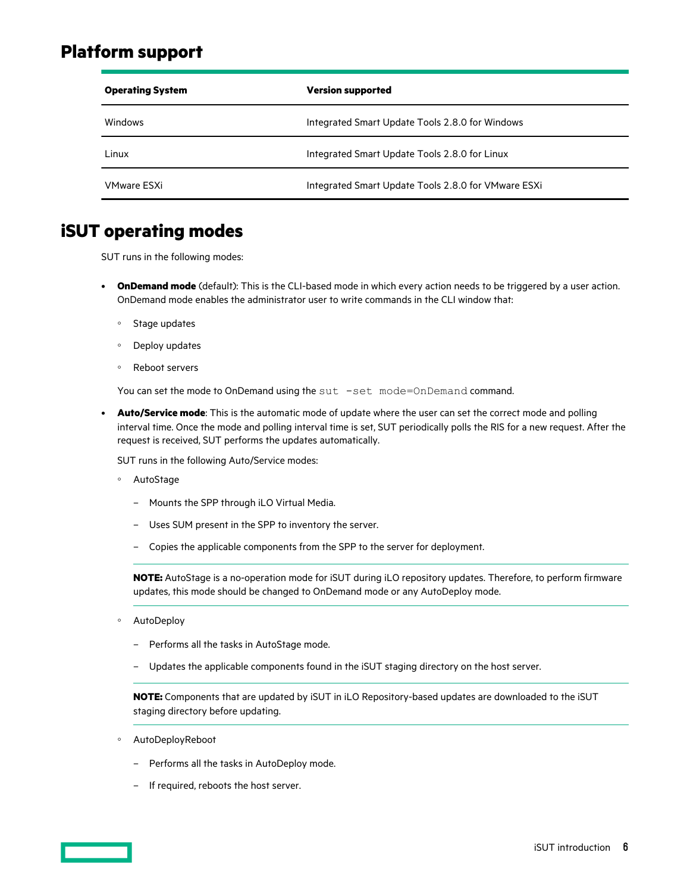## Platform support

| Operating System | Version supported |
| --- | --- |
| Windows | Integrated Smart Update Tools 2.8.0 for Windows |
| Linux | Integrated Smart Update Tools 2.8.0 for Linux |
| VMware ESXi | Integrated Smart Update Tools 2.8.0 for VMware ESXi |

## iSUT operating modes

SUT runs in the following modes:

- **OnDemand mode** (default): This is the CLI-based mode in which every action needs to be triggered by a user action. OnDemand mode enables the administrator user to write commands in the CLI window that:
  - Stage updates
  - Deploy updates
  - Reboot servers

  You can set the mode to OnDemand using the `sut -set mode=OnDemand` command.

- **Auto/Service mode**: This is the automatic mode of update where the user can set the correct mode and polling interval time. Once the mode and polling interval time is set, SUT periodically polls the RIS for a new request. After the request is received, SUT performs the updates automatically.

  SUT runs in the following Auto/Service modes:

  - AutoStage
    - Mounts the SPP through iLO Virtual Media.
    - Uses SUM present in the SPP to inventory the server.
    - Copies the applicable components from the SPP to the server for deployment.

    **NOTE:** AutoStage is a no-operation mode for iSUT during iLO repository updates. Therefore, to perform firmware updates, this mode should be changed to OnDemand mode or any AutoDeploy mode.

  - AutoDeploy
    - Performs all the tasks in AutoStage mode.
    - Updates the applicable components found in the iSUT staging directory on the host server.

    **NOTE:** Components that are updated by iSUT in iLO Repository-based updates are downloaded to the iSUT staging directory before updating.

  - AutoDeployReboot
    - Performs all the tasks in AutoDeploy mode.
    - If required, reboots the host server.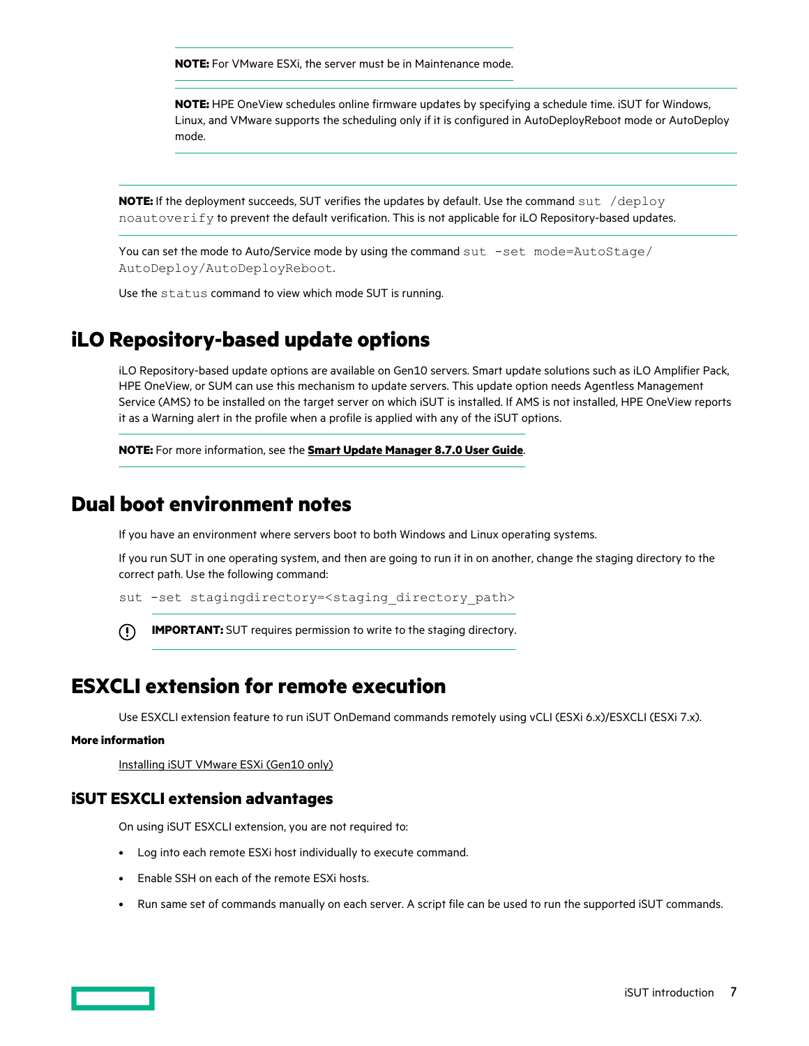**NOTE:** For VMware ESXi, the server must be in Maintenance mode.

**NOTE:** HPE OneView schedules online firmware updates by specifying a schedule time. iSUT for Windows, Linux, and VMware supports the scheduling only if it is configured in AutoDeployReboot mode or AutoDeploy mode.

**NOTE:** If the deployment succeeds, SUT verifies the updates by default. Use the command `sut /deploy noautoverify` to prevent the default verification. This is not applicable for iLO Repository-based updates.

You can set the mode to Auto/Service mode by using the command `sut -set mode=AutoStage/AutoDeploy/AutoDeployReboot`.

Use the `status` command to view which mode SUT is running.

# iLO Repository-based update options

iLO Repository-based update options are available on Gen10 servers. Smart update solutions such as iLO Amplifier Pack, HPE OneView, or SUM can use this mechanism to update servers. This update option needs Agentless Management Service (AMS) to be installed on the target server on which iSUT is installed. If AMS is not installed, HPE OneView reports it as a Warning alert in the profile when a profile is applied with any of the iSUT options.

**NOTE:** For more information, see the **Smart Update Manager 8.7.0 User Guide**.

# Dual boot environment notes

If you have an environment where servers boot to both Windows and Linux operating systems.

If you run SUT in one operating system, and then are going to run it in on another, change the staging directory to the correct path. Use the following command:

```
sut -set stagingdirectory=<staging_directory_path>
```

**IMPORTANT:** SUT requires permission to write to the staging directory.

# ESXCLI extension for remote execution

Use ESXCLI extension feature to run iSUT OnDemand commands remotely using vCLI (ESXi 6.x)/ESXCLI (ESXi 7.x).

**More information**

Installing iSUT VMware ESXi (Gen10 only)

## iSUT ESXCLI extension advantages

On using iSUT ESXCLI extension, you are not required to:

- Log into each remote ESXi host individually to execute command.
- Enable SSH on each of the remote ESXi hosts.
- Run same set of commands manually on each server. A script file can be used to run the supported iSUT commands.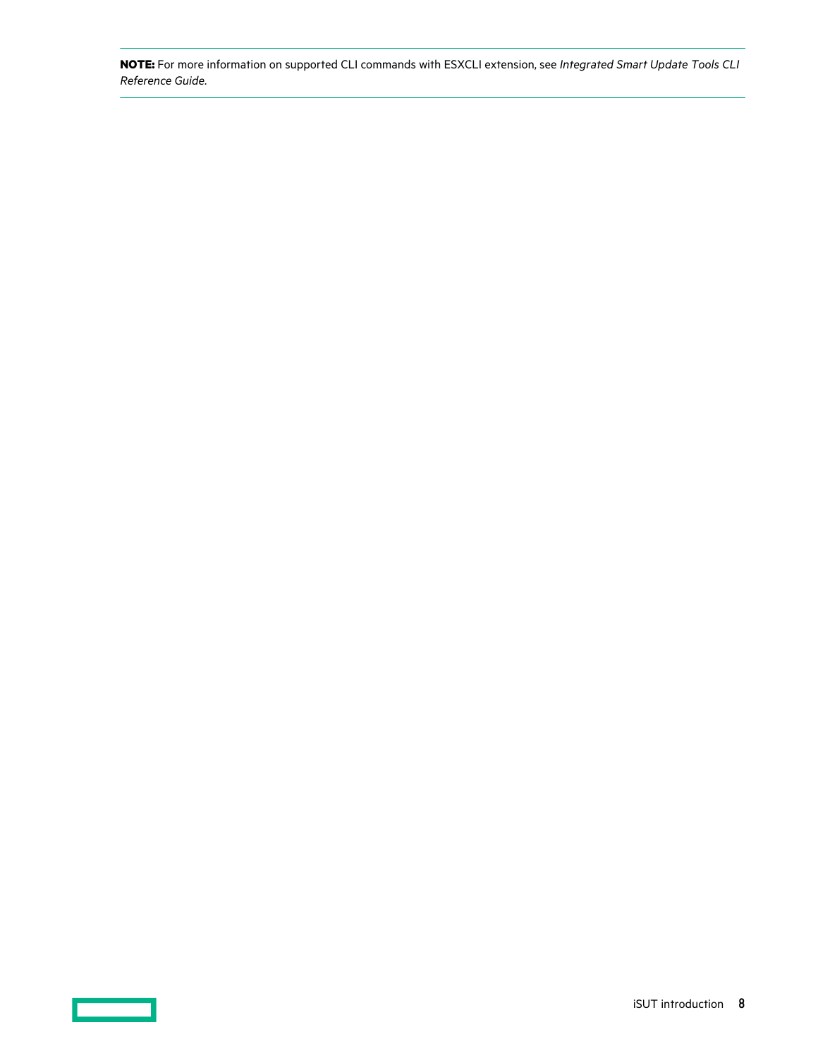**NOTE:** For more information on supported CLI commands with ESXCLI extension, see *Integrated Smart Update Tools CLI Reference Guide*.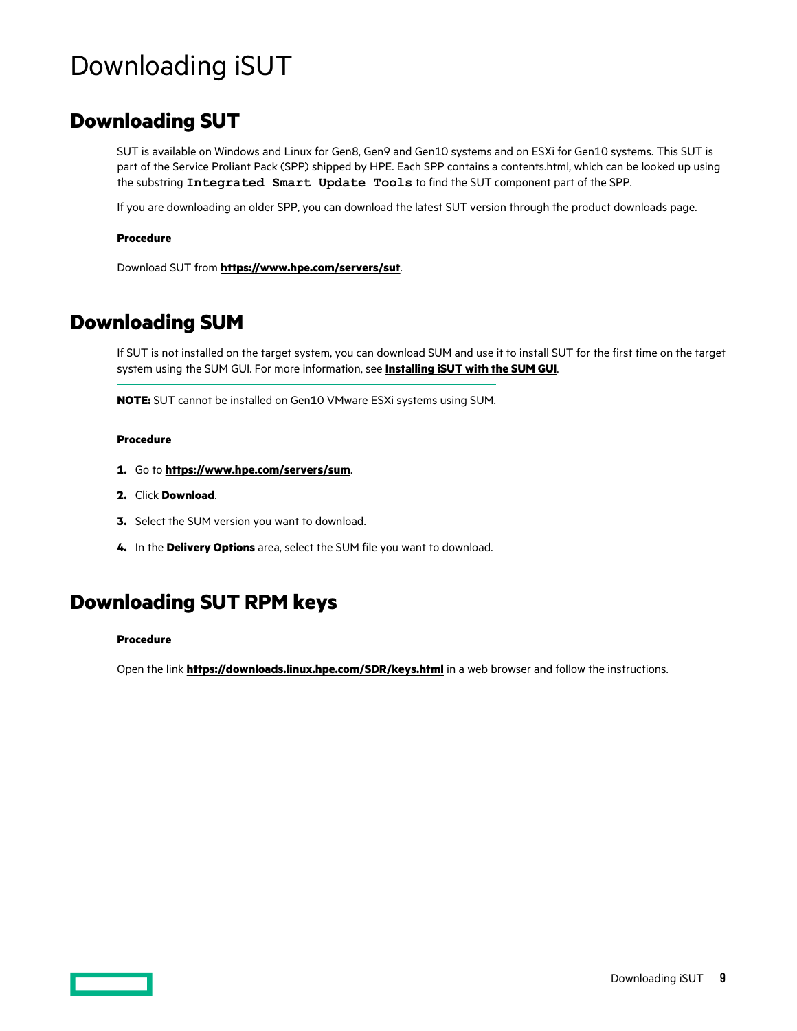# Downloading iSUT

## Downloading SUT

SUT is available on Windows and Linux for Gen8, Gen9 and Gen10 systems and on ESXi for Gen10 systems. This SUT is part of the Service Proliant Pack (SPP) shipped by HPE. Each SPP contains a contents.html, which can be looked up using the substring `Integrated Smart Update Tools` to find the SUT component part of the SPP.

If you are downloading an older SPP, you can download the latest SUT version through the product downloads page.

**Procedure**

Download SUT from **https://www.hpe.com/servers/sut**.

## Downloading SUM

If SUT is not installed on the target system, you can download SUM and use it to install SUT for the first time on the target system using the SUM GUI. For more information, see **Installing iSUT with the SUM GUI**.

**NOTE:** SUT cannot be installed on Gen10 VMware ESXi systems using SUM.

**Procedure**

1. Go to **https://www.hpe.com/servers/sum**.
2. Click **Download**.
3. Select the SUM version you want to download.
4. In the **Delivery Options** area, select the SUM file you want to download.

## Downloading SUT RPM keys

**Procedure**

Open the link **https://downloads.linux.hpe.com/SDR/keys.html** in a web browser and follow the instructions.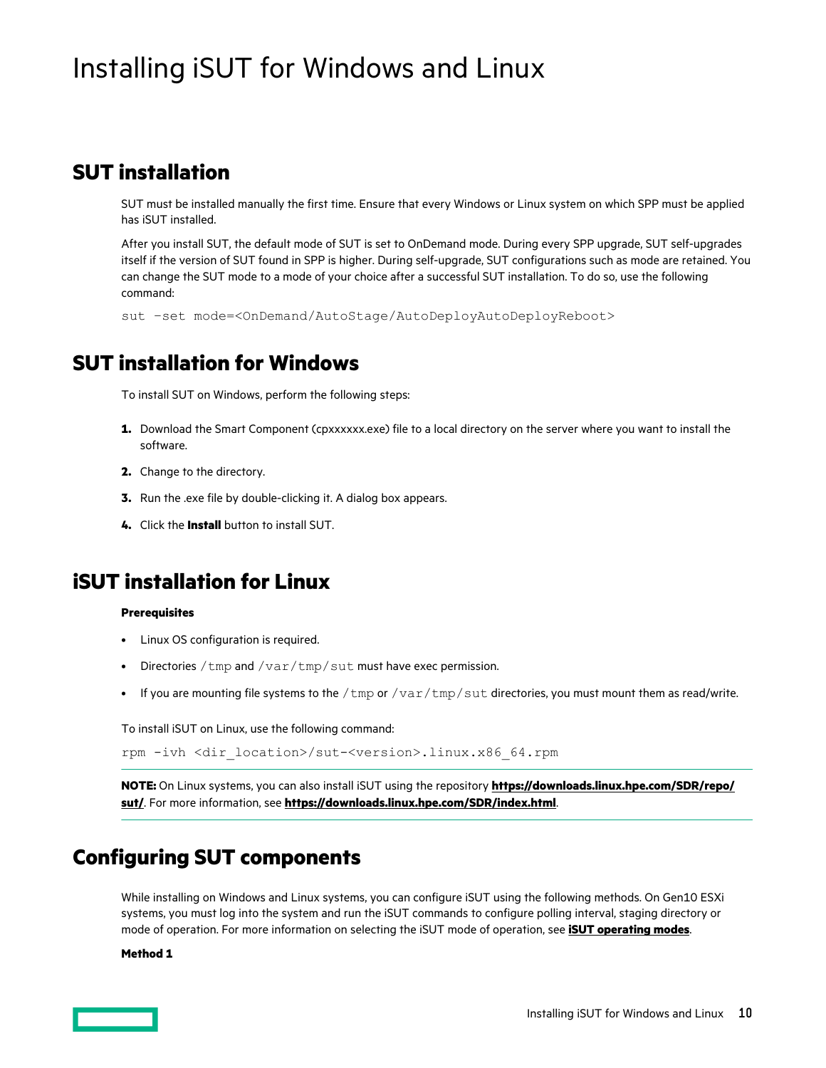# Installing iSUT for Windows and Linux

## SUT installation

SUT must be installed manually the first time. Ensure that every Windows or Linux system on which SPP must be applied has iSUT installed.

After you install SUT, the default mode of SUT is set to OnDemand mode. During every SPP upgrade, SUT self-upgrades itself if the version of SUT found in SPP is higher. During self-upgrade, SUT configurations such as mode are retained. You can change the SUT mode to a mode of your choice after a successful SUT installation. To do so, use the following command:

```
sut -set mode=<OnDemand/AutoStage/AutoDeployAutoDeployReboot>
```

## SUT installation for Windows

To install SUT on Windows, perform the following steps:

1. Download the Smart Component (cpxxxxxx.exe) file to a local directory on the server where you want to install the software.
2. Change to the directory.
3. Run the .exe file by double-clicking it. A dialog box appears.
4. Click the **Install** button to install SUT.

## iSUT installation for Linux

**Prerequisites**

- Linux OS configuration is required.
- Directories `/tmp` and `/var/tmp/sut` must have exec permission.
- If you are mounting file systems to the `/tmp` or `/var/tmp/sut` directories, you must mount them as read/write.

To install iSUT on Linux, use the following command:

```
rpm -ivh <dir_location>/sut-<version>.linux.x86_64.rpm
```

**NOTE:** On Linux systems, you can also install iSUT using the repository **https://downloads.linux.hpe.com/SDR/repo/sut/**. For more information, see **https://downloads.linux.hpe.com/SDR/index.html**.

## Configuring SUT components

While installing on Windows and Linux systems, you can configure iSUT using the following methods. On Gen10 ESXi systems, you must log into the system and run the iSUT commands to configure polling interval, staging directory or mode of operation. For more information on selecting the iSUT mode of operation, see **iSUT operating modes**.

**Method 1**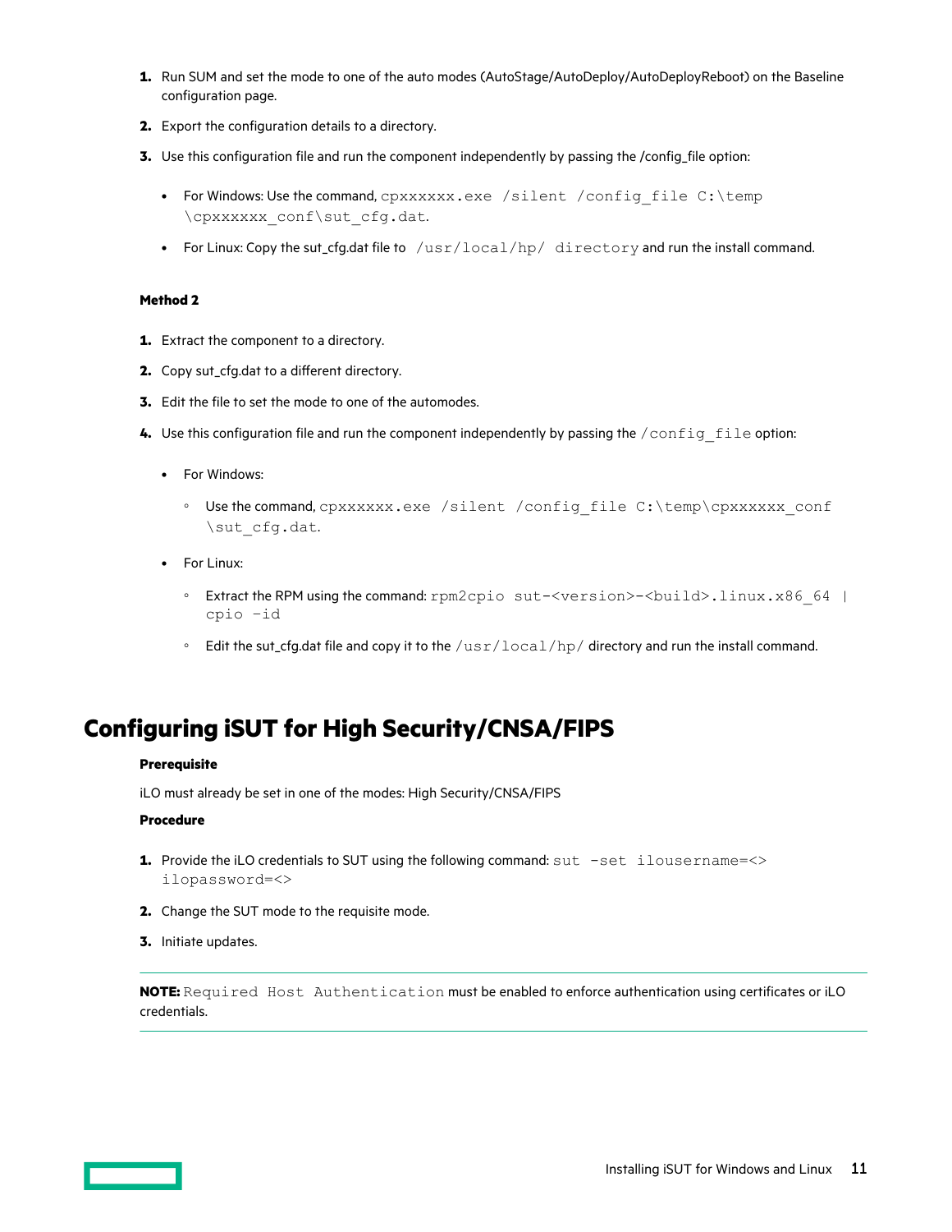1. Run SUM and set the mode to one of the auto modes (AutoStage/AutoDeploy/AutoDeployReboot) on the Baseline configuration page.
2. Export the configuration details to a directory.
3. Use this configuration file and run the component independently by passing the /config_file option:
   - For Windows: Use the command, `cpxxxxxx.exe /silent /config_file C:\temp\cpxxxxxx_conf\sut_cfg.dat`.
   - For Linux: Copy the sut_cfg.dat file to `/usr/local/hp/ directory` and run the install command.

**Method 2**

1. Extract the component to a directory.
2. Copy sut_cfg.dat to a different directory.
3. Edit the file to set the mode to one of the automodes.
4. Use this configuration file and run the component independently by passing the `/config_file` option:
   - For Windows:
     - Use the command, `cpxxxxxx.exe /silent /config_file C:\temp\cpxxxxxx_conf\sut_cfg.dat`.
   - For Linux:
     - Extract the RPM using the command: `rpm2cpio sut-<version>-<build>.linux.x86_64 | cpio -id`
     - Edit the sut_cfg.dat file and copy it to the `/usr/local/hp/` directory and run the install command.

# Configuring iSUT for High Security/CNSA/FIPS

**Prerequisite**

iLO must already be set in one of the modes: High Security/CNSA/FIPS

**Procedure**

1. Provide the iLO credentials to SUT using the following command: `sut -set ilousername=<> ilopassword=<>`
2. Change the SUT mode to the requisite mode.
3. Initiate updates.

**NOTE:** `Required Host Authentication` must be enabled to enforce authentication using certificates or iLO credentials.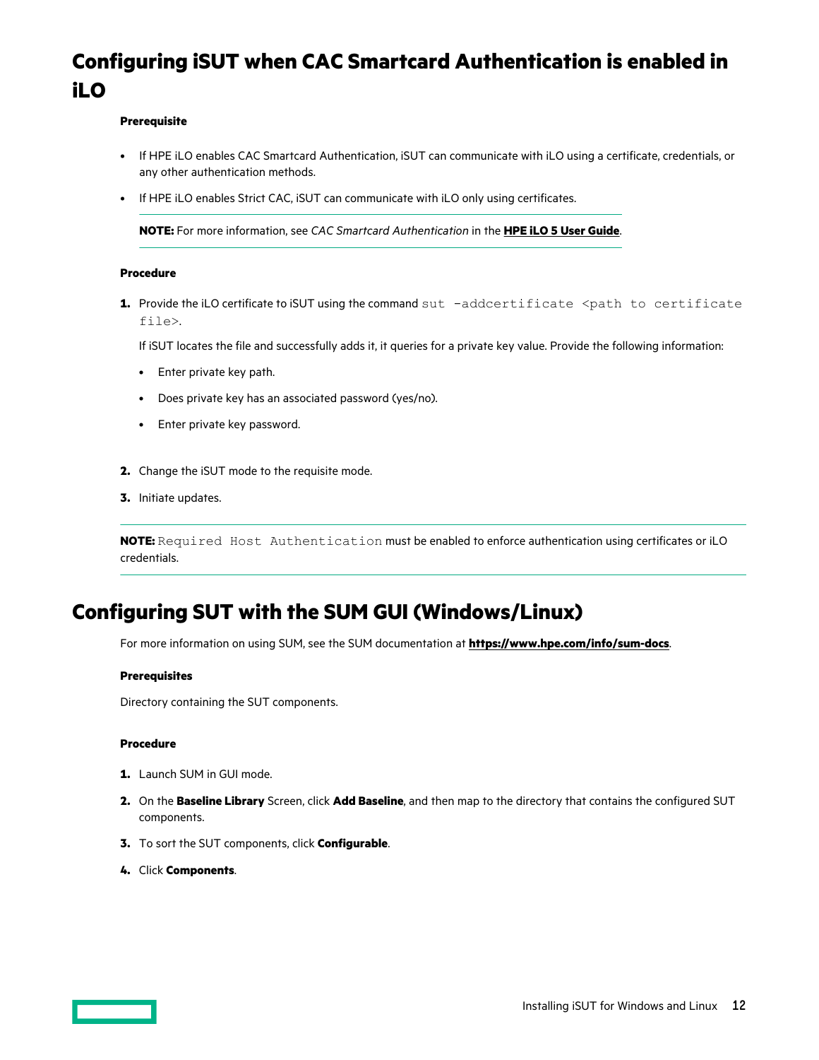## Configuring iSUT when CAC Smartcard Authentication is enabled in iLO

**Prerequisite**

- If HPE iLO enables CAC Smartcard Authentication, iSUT can communicate with iLO using a certificate, credentials, or any other authentication methods.
- If HPE iLO enables Strict CAC, iSUT can communicate with iLO only using certificates.

**NOTE:** For more information, see *CAC Smartcard Authentication* in the **HPE iLO 5 User Guide**.

**Procedure**

1. Provide the iLO certificate to iSUT using the command `sut -addcertificate <path to certificate file>`.

   If iSUT locates the file and successfully adds it, it queries for a private key value. Provide the following information:

   - Enter private key path.
   - Does private key has an associated password (yes/no).
   - Enter private key password.

2. Change the iSUT mode to the requisite mode.
3. Initiate updates.

**NOTE:** `Required Host Authentication` must be enabled to enforce authentication using certificates or iLO credentials.

## Configuring SUT with the SUM GUI (Windows/Linux)

For more information on using SUM, see the SUM documentation at **https://www.hpe.com/info/sum-docs**.

**Prerequisites**

Directory containing the SUT components.

**Procedure**

1. Launch SUM in GUI mode.
2. On the **Baseline Library** Screen, click **Add Baseline**, and then map to the directory that contains the configured SUT components.
3. To sort the SUT components, click **Configurable**.
4. Click **Components**.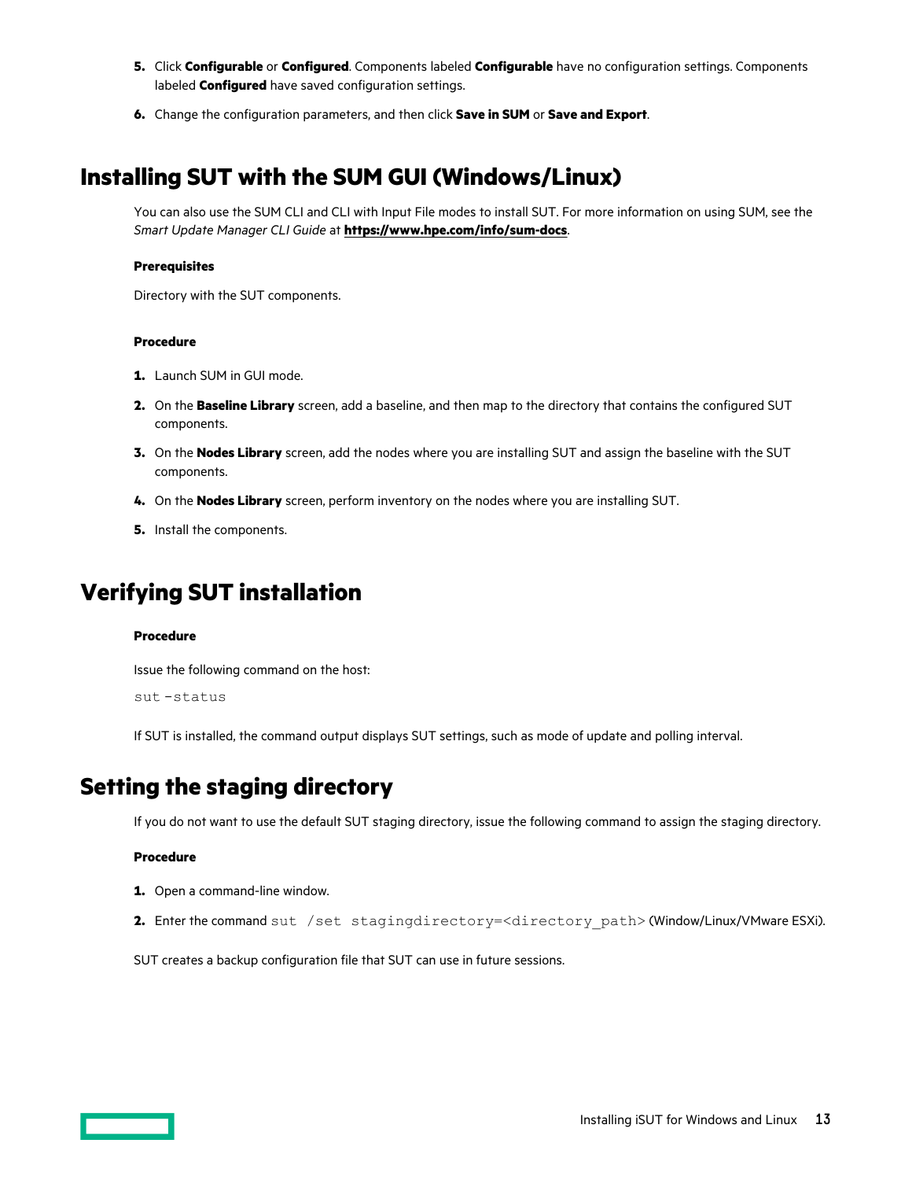5. Click **Configurable** or **Configured**. Components labeled **Configurable** have no configuration settings. Components labeled **Configured** have saved configuration settings.
6. Change the configuration parameters, and then click **Save in SUM** or **Save and Export**.

# Installing SUT with the SUM GUI (Windows/Linux)

You can also use the SUM CLI and CLI with Input File modes to install SUT. For more information on using SUM, see the *Smart Update Manager CLI Guide* at **https://www.hpe.com/info/sum-docs**.

**Prerequisites**

Directory with the SUT components.

**Procedure**

1. Launch SUM in GUI mode.
2. On the **Baseline Library** screen, add a baseline, and then map to the directory that contains the configured SUT components.
3. On the **Nodes Library** screen, add the nodes where you are installing SUT and assign the baseline with the SUT components.
4. On the **Nodes Library** screen, perform inventory on the nodes where you are installing SUT.
5. Install the components.

# Verifying SUT installation

**Procedure**

Issue the following command on the host:

```
sut -status
```

If SUT is installed, the command output displays SUT settings, such as mode of update and polling interval.

# Setting the staging directory

If you do not want to use the default SUT staging directory, issue the following command to assign the staging directory.

**Procedure**

1. Open a command-line window.
2. Enter the command `sut /set stagingdirectory=<directory_path>` (Window/Linux/VMware ESXi).

SUT creates a backup configuration file that SUT can use in future sessions.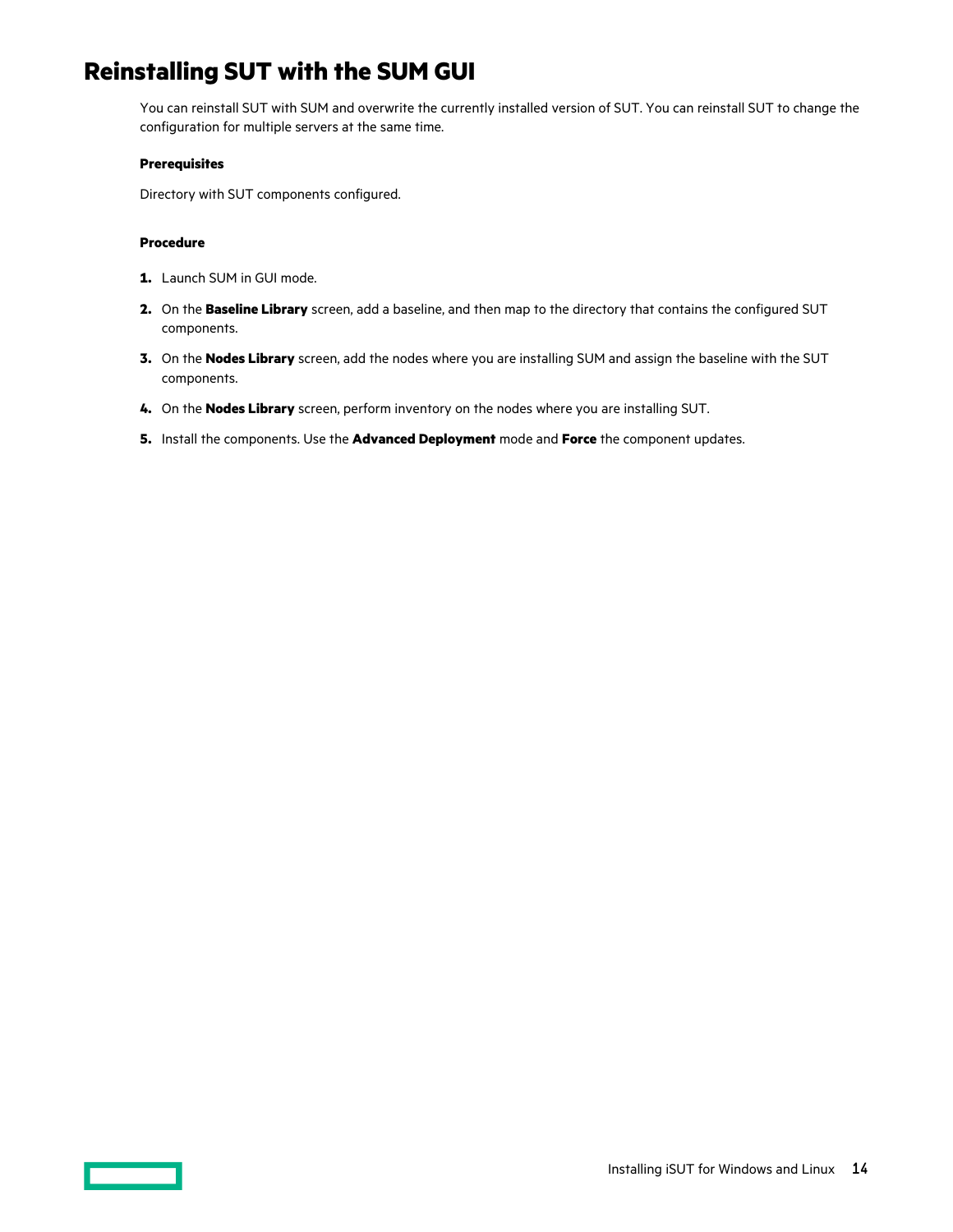# Reinstalling SUT with the SUM GUI

You can reinstall SUT with SUM and overwrite the currently installed version of SUT. You can reinstall SUT to change the configuration for multiple servers at the same time.

**Prerequisites**

Directory with SUT components configured.

**Procedure**

1. Launch SUM in GUI mode.
2. On the **Baseline Library** screen, add a baseline, and then map to the directory that contains the configured SUT components.
3. On the **Nodes Library** screen, add the nodes where you are installing SUM and assign the baseline with the SUT components.
4. On the **Nodes Library** screen, perform inventory on the nodes where you are installing SUT.
5. Install the components. Use the **Advanced Deployment** mode and **Force** the component updates.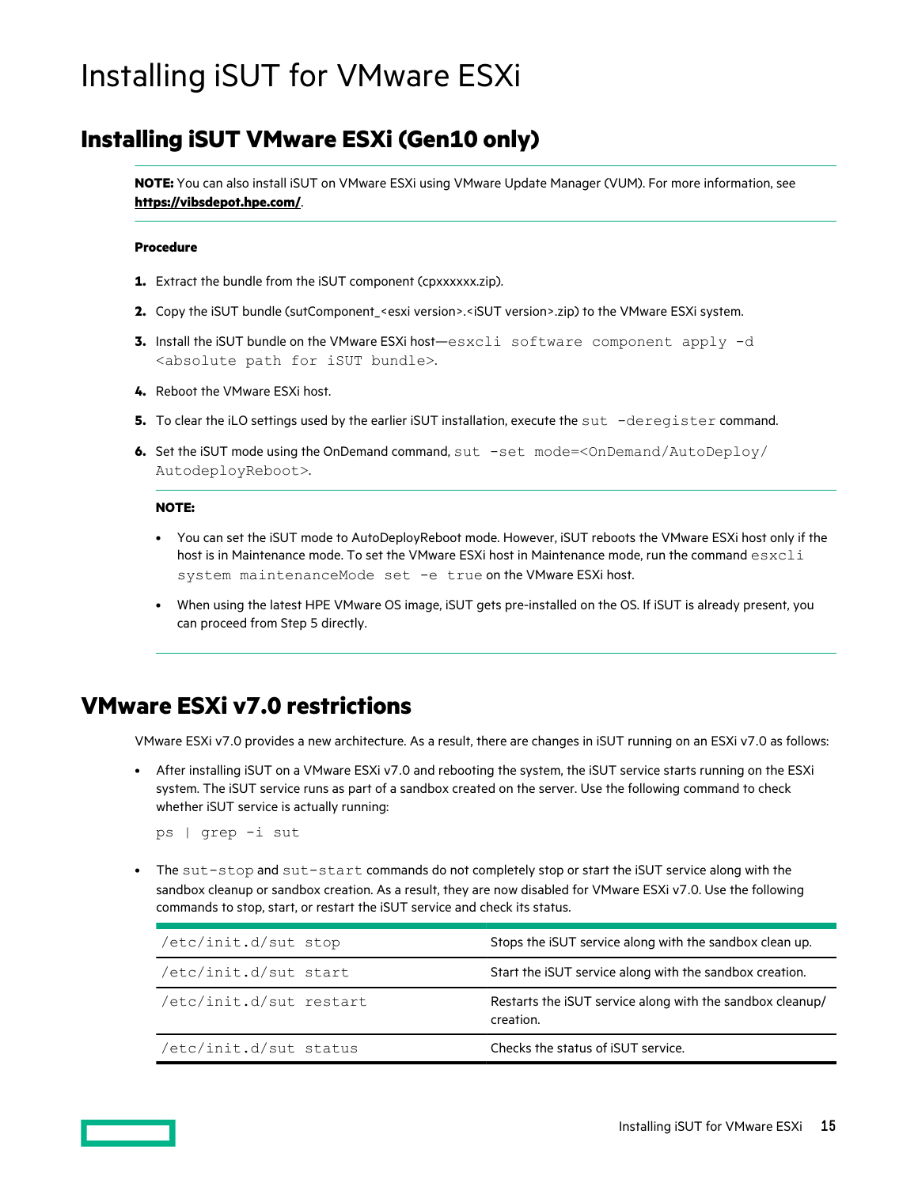# Installing iSUT for VMware ESXi

## Installing iSUT VMware ESXi (Gen10 only)

**NOTE:** You can also install iSUT on VMware ESXi using VMware Update Manager (VUM). For more information, see **https://vibsdepot.hpe.com/**.

**Procedure**

1. Extract the bundle from the iSUT component (cpxxxxxx.zip).
2. Copy the iSUT bundle (sutComponent_<esxi version>.<iSUT version>.zip) to the VMware ESXi system.
3. Install the iSUT bundle on the VMware ESXi host—`esxcli software component apply -d <absolute path for iSUT bundle>`.
4. Reboot the VMware ESXi host.
5. To clear the iLO settings used by the earlier iSUT installation, execute the `sut -deregister` command.
6. Set the iSUT mode using the OnDemand command, `sut -set mode=<OnDemand/AutoDeploy/AutodeployReboot>`.

**NOTE:**

- You can set the iSUT mode to AutoDeployReboot mode. However, iSUT reboots the VMware ESXi host only if the host is in Maintenance mode. To set the VMware ESXi host in Maintenance mode, run the command `esxcli system maintenanceMode set -e true` on the VMware ESXi host.
- When using the latest HPE VMware OS image, iSUT gets pre-installed on the OS. If iSUT is already present, you can proceed from Step 5 directly.

## VMware ESXi v7.0 restrictions

VMware ESXi v7.0 provides a new architecture. As a result, there are changes in iSUT running on an ESXi v7.0 as follows:

- After installing iSUT on a VMware ESXi v7.0 and rebooting the system, the iSUT service starts running on the ESXi system. The iSUT service runs as part of a sandbox created on the server. Use the following command to check whether iSUT service is actually running:

```
ps | grep -i sut
```

- The `sut-stop` and `sut-start` commands do not completely stop or start the iSUT service along with the sandbox cleanup or sandbox creation. As a result, they are now disabled for VMware ESXi v7.0. Use the following commands to stop, start, or restart the iSUT service and check its status.

| Command | Description |
| --- | --- |
| `/etc/init.d/sut stop` | Stops the iSUT service along with the sandbox clean up. |
| `/etc/init.d/sut start` | Start the iSUT service along with the sandbox creation. |
| `/etc/init.d/sut restart` | Restarts the iSUT service along with the sandbox cleanup/creation. |
| `/etc/init.d/sut status` | Checks the status of iSUT service. |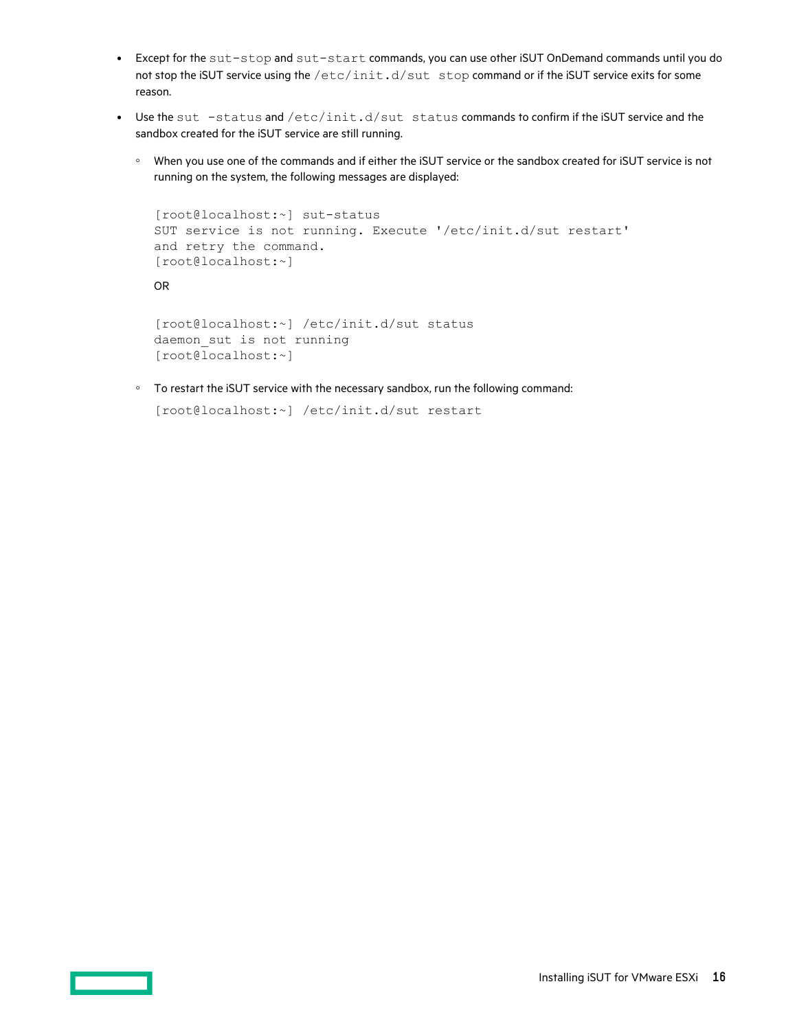- Except for the `sut-stop` and `sut-start` commands, you can use other iSUT OnDemand commands until you do not stop the iSUT service using the `/etc/init.d/sut stop` command or if the iSUT service exits for some reason.
- Use the `sut -status` and `/etc/init.d/sut status` commands to confirm if the iSUT service and the sandbox created for the iSUT service are still running.
  - When you use one of the commands and if either the iSUT service or the sandbox created for iSUT service is not running on the system, the following messages are displayed:

    ```
    [root@localhost:~] sut-status
    SUT service is not running. Execute '/etc/init.d/sut restart'
    and retry the command.
    [root@localhost:~]
    ```

    OR

    ```
    [root@localhost:~] /etc/init.d/sut status
    daemon_sut is not running
    [root@localhost:~]
    ```

  - To restart the iSUT service with the necessary sandbox, run the following command:

    ```
    [root@localhost:~] /etc/init.d/sut restart
    ```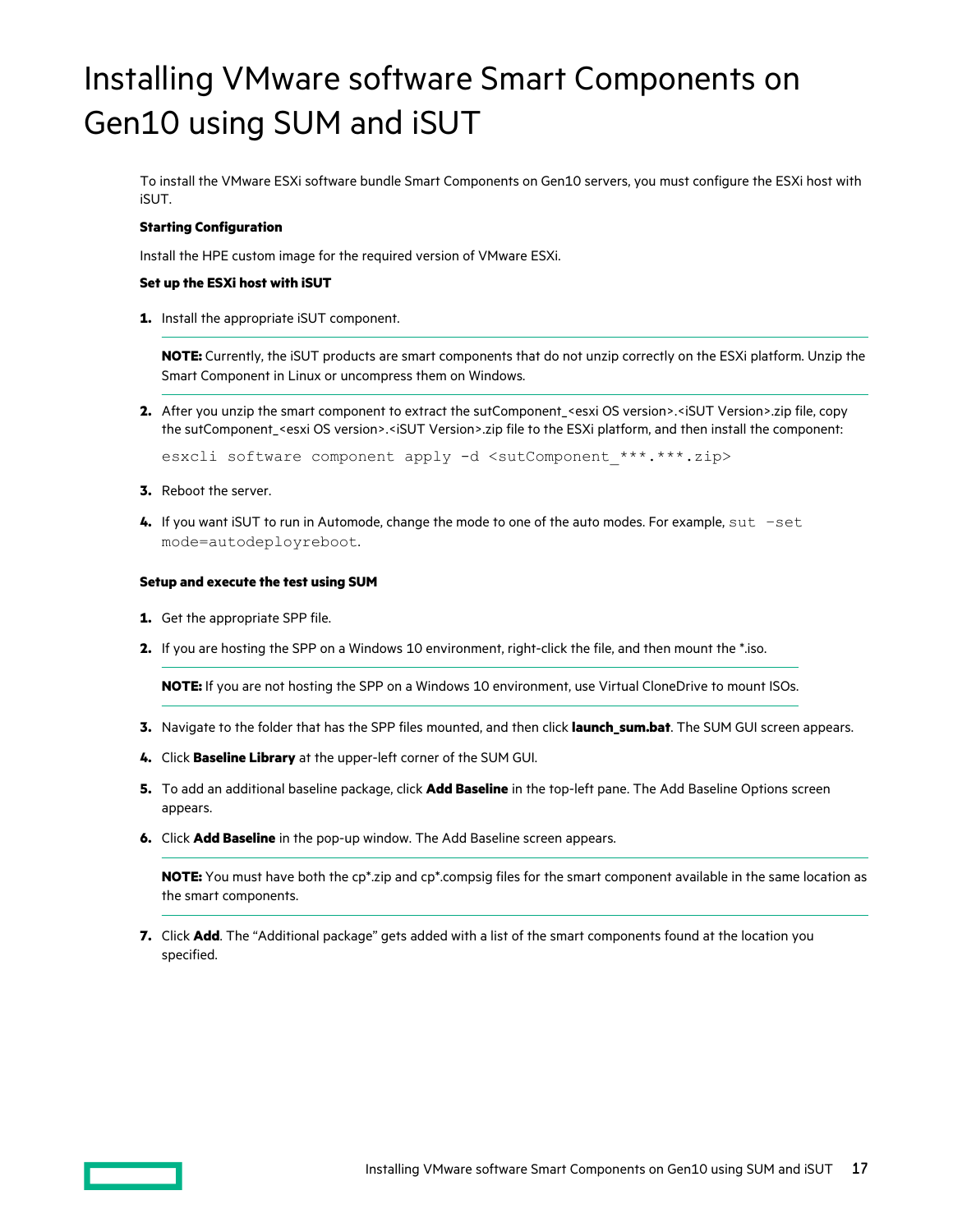# Installing VMware software Smart Components on Gen10 using SUM and iSUT

To install the VMware ESXi software bundle Smart Components on Gen10 servers, you must configure the ESXi host with iSUT.

**Starting Configuration**

Install the HPE custom image for the required version of VMware ESXi.

**Set up the ESXi host with iSUT**

1. Install the appropriate iSUT component.

   ---

   **NOTE:** Currently, the iSUT products are smart components that do not unzip correctly on the ESXi platform. Unzip the Smart Component in Linux or uncompress them on Windows.

   ---

2. After you unzip the smart component to extract the sutComponent_<esxi OS version>.<iSUT Version>.zip file, copy the sutComponent_<esxi OS version>.<iSUT Version>.zip file to the ESXi platform, and then install the component:

   ```
   esxcli software component apply -d <sutComponent_***.***.zip>
   ```

3. Reboot the server.
4. If you want iSUT to run in Automode, change the mode to one of the auto modes. For example, `sut -set mode=autodeployreboot`.

**Setup and execute the test using SUM**

1. Get the appropriate SPP file.
2. If you are hosting the SPP on a Windows 10 environment, right-click the file, and then mount the *.iso.

   ---

   **NOTE:** If you are not hosting the SPP on a Windows 10 environment, use Virtual CloneDrive to mount ISOs.

   ---

3. Navigate to the folder that has the SPP files mounted, and then click **launch_sum.bat**. The SUM GUI screen appears.
4. Click **Baseline Library** at the upper-left corner of the SUM GUI.
5. To add an additional baseline package, click **Add Baseline** in the top-left pane. The Add Baseline Options screen appears.
6. Click **Add Baseline** in the pop-up window. The Add Baseline screen appears.

   ---

   **NOTE:** You must have both the cp*.zip and cp*.compsig files for the smart component available in the same location as the smart components.

   ---

7. Click **Add**. The “Additional package” gets added with a list of the smart components found at the location you specified.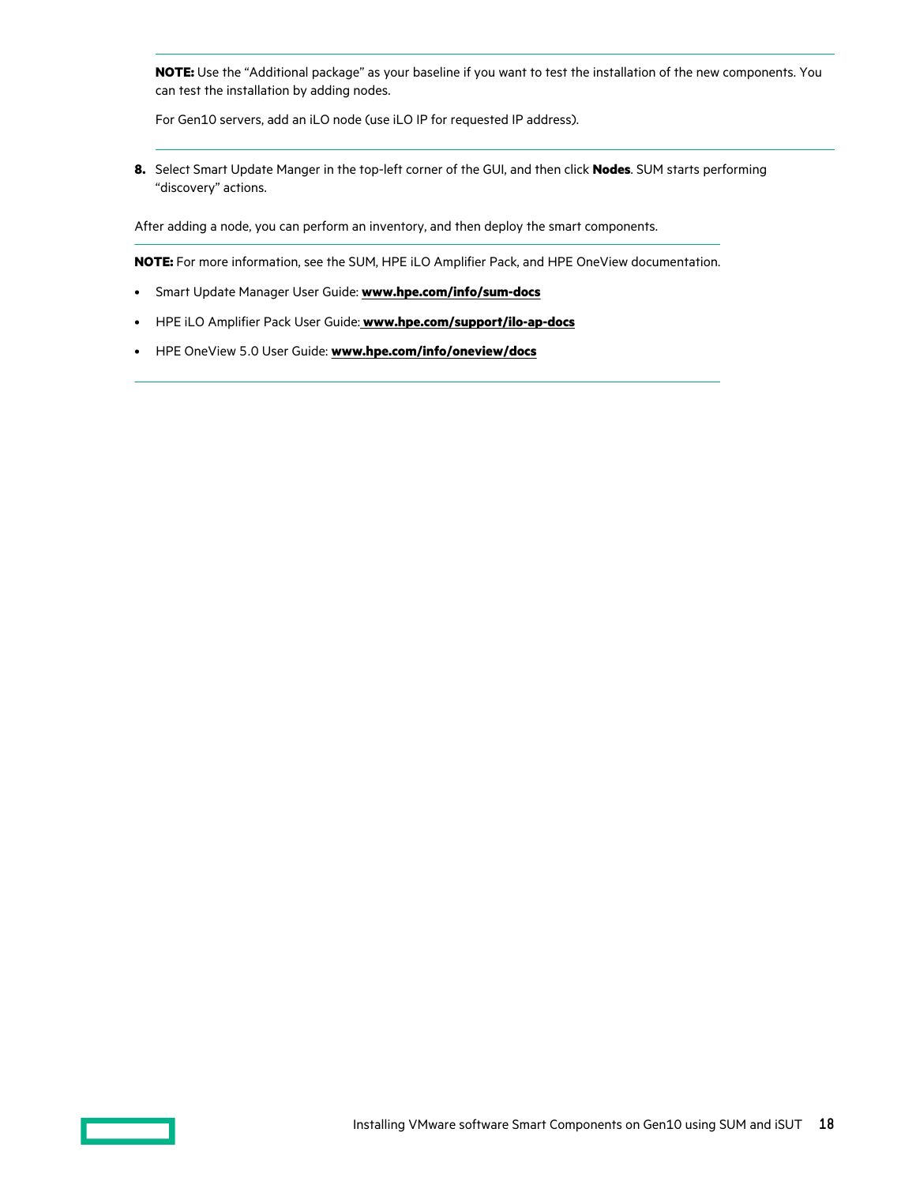**NOTE:** Use the "Additional package" as your baseline if you want to test the installation of the new components. You can test the installation by adding nodes.

For Gen10 servers, add an iLO node (use iLO IP for requested IP address).

8. Select Smart Update Manger in the top-left corner of the GUI, and then click **Nodes**. SUM starts performing "discovery" actions.

After adding a node, you can perform an inventory, and then deploy the smart components.

**NOTE:** For more information, see the SUM, HPE iLO Amplifier Pack, and HPE OneView documentation.

- Smart Update Manager User Guide: **www.hpe.com/info/sum-docs**
- HPE iLO Amplifier Pack User Guide: **www.hpe.com/support/ilo-ap-docs**
- HPE OneView 5.0 User Guide: **www.hpe.com/info/oneview/docs**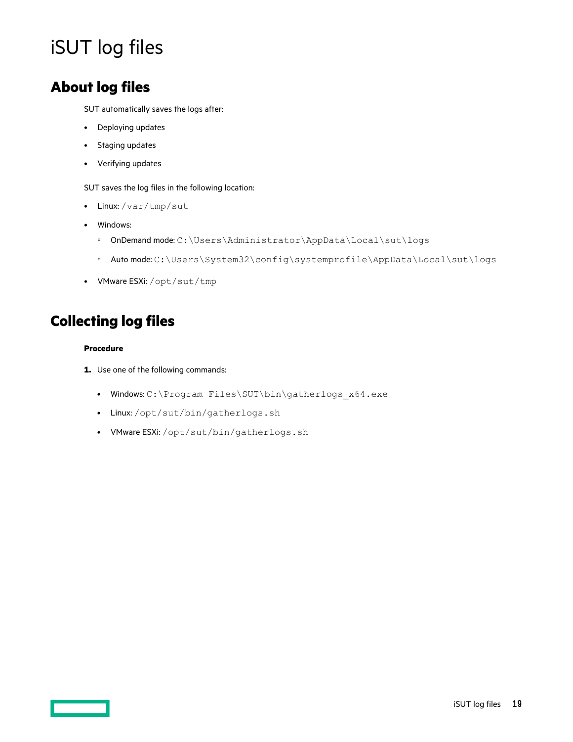# iSUT log files

## About log files

SUT automatically saves the logs after:

- Deploying updates
- Staging updates
- Verifying updates

SUT saves the log files in the following location:

- Linux: `/var/tmp/sut`
- Windows:
  - OnDemand mode: `C:\Users\Administrator\AppData\Local\sut\logs`
  - Auto mode: `C:\Users\System32\config\systemprofile\AppData\Local\sut\logs`
- VMware ESXi: `/opt/sut/tmp`

## Collecting log files

**Procedure**

1. Use one of the following commands:
   - Windows: `C:\Program Files\SUT\bin\gatherlogs_x64.exe`
   - Linux: `/opt/sut/bin/gatherlogs.sh`
   - VMware ESXi: `/opt/sut/bin/gatherlogs.sh`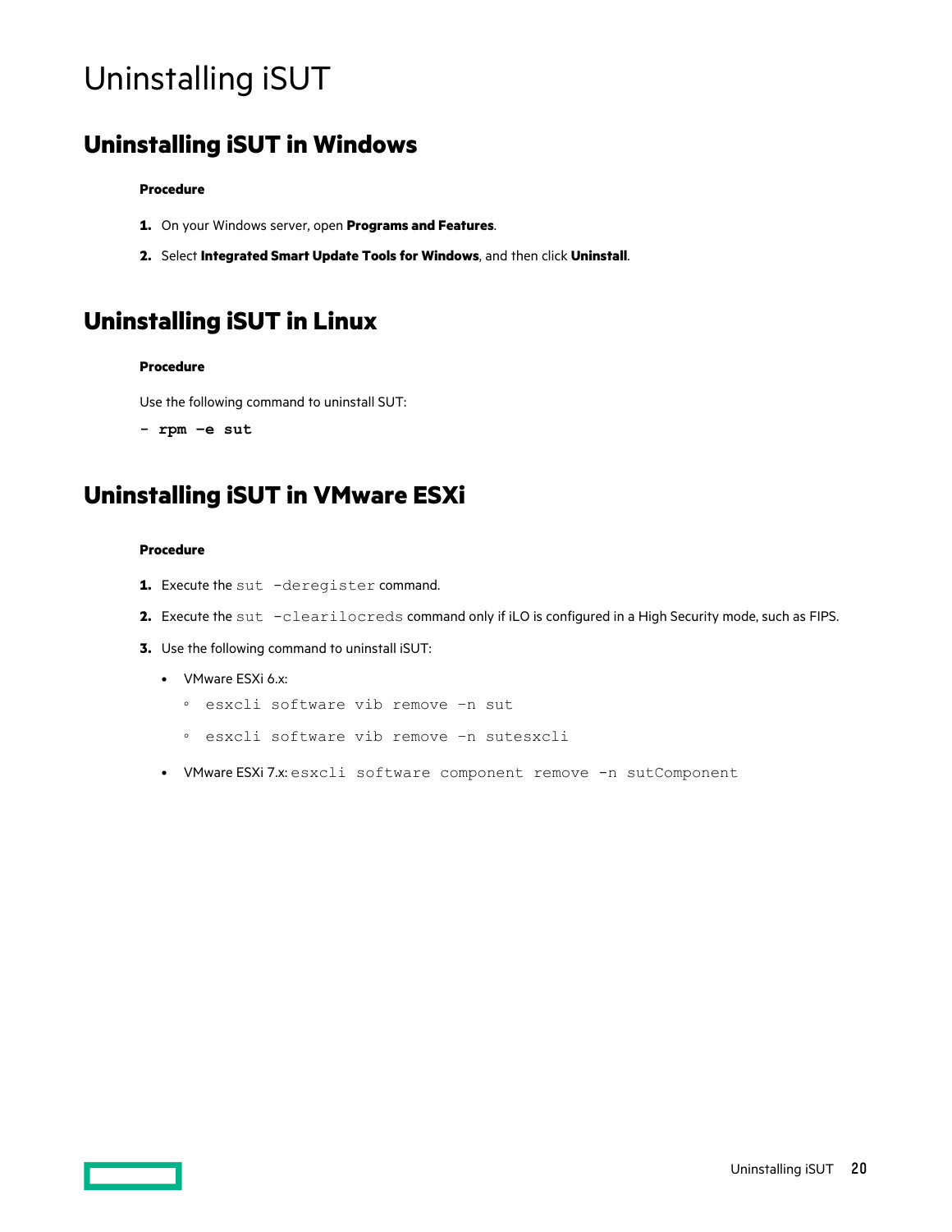# Uninstalling iSUT

## Uninstalling iSUT in Windows

**Procedure**

1. On your Windows server, open **Programs and Features**.
2. Select **Integrated Smart Update Tools for Windows**, and then click **Uninstall**.

## Uninstalling iSUT in Linux

**Procedure**

Use the following command to uninstall SUT:

**- rpm -e sut**

## Uninstalling iSUT in VMware ESXi

**Procedure**

1. Execute the `sut -deregister` command.
2. Execute the `sut -clearilocreds` command only if iLO is configured in a High Security mode, such as FIPS.
3. Use the following command to uninstall iSUT:
   - VMware ESXi 6.x:
     - `esxcli software vib remove -n sut`
     - `esxcli software vib remove -n sutesxcli`
   - VMware ESXi 7.x: `esxcli software component remove -n sutComponent`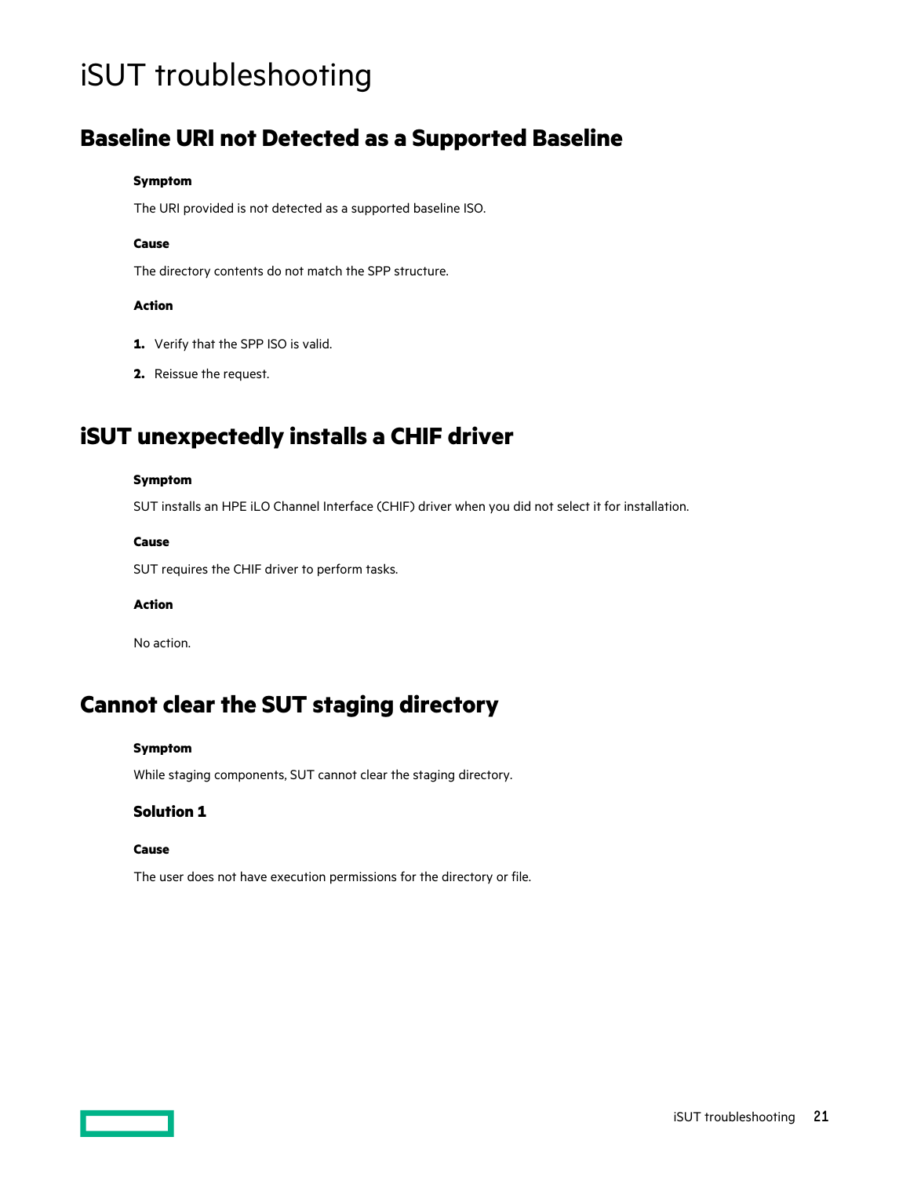# iSUT troubleshooting

## Baseline URI not Detected as a Supported Baseline

**Symptom**

The URI provided is not detected as a supported baseline ISO.

**Cause**

The directory contents do not match the SPP structure.

**Action**

1. Verify that the SPP ISO is valid.
2. Reissue the request.

## iSUT unexpectedly installs a CHIF driver

**Symptom**

SUT installs an HPE iLO Channel Interface (CHIF) driver when you did not select it for installation.

**Cause**

SUT requires the CHIF driver to perform tasks.

**Action**

No action.

## Cannot clear the SUT staging directory

**Symptom**

While staging components, SUT cannot clear the staging directory.

### Solution 1

**Cause**

The user does not have execution permissions for the directory or file.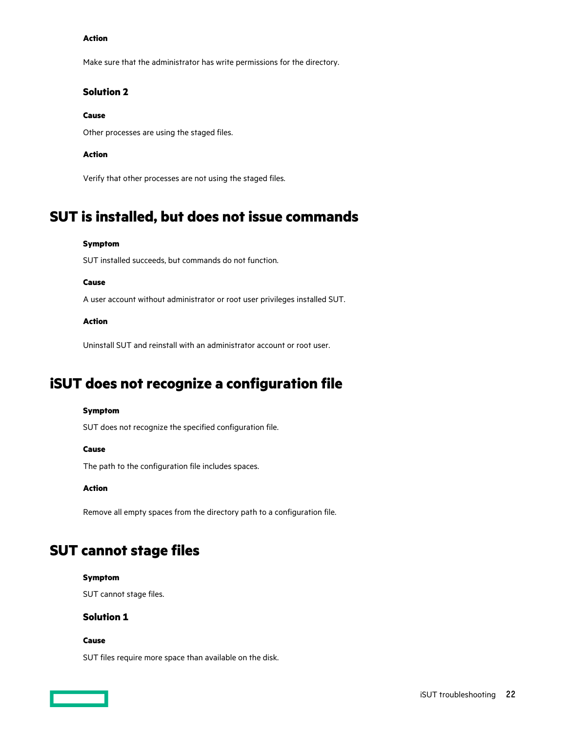#### Action

Make sure that the administrator has write permissions for the directory.

### Solution 2

#### Cause

Other processes are using the staged files.

#### Action

Verify that other processes are not using the staged files.

## SUT is installed, but does not issue commands

#### Symptom

SUT installed succeeds, but commands do not function.

#### Cause

A user account without administrator or root user privileges installed SUT.

#### Action

Uninstall SUT and reinstall with an administrator account or root user.

## iSUT does not recognize a configuration file

#### Symptom

SUT does not recognize the specified configuration file.

#### Cause

The path to the configuration file includes spaces.

#### Action

Remove all empty spaces from the directory path to a configuration file.

## SUT cannot stage files

#### Symptom

SUT cannot stage files.

### Solution 1

#### Cause

SUT files require more space than available on the disk.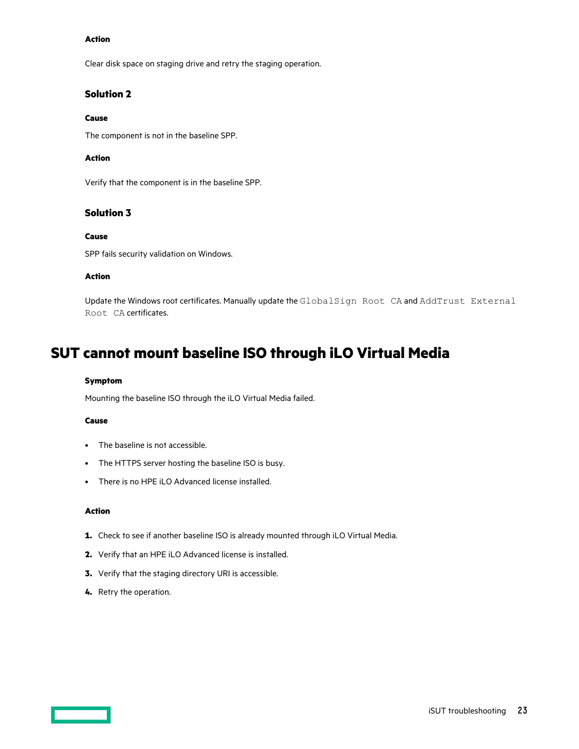#### Action

Clear disk space on staging drive and retry the staging operation.

### Solution 2

#### Cause

The component is not in the baseline SPP.

#### Action

Verify that the component is in the baseline SPP.

### Solution 3

#### Cause

SPP fails security validation on Windows.

#### Action

Update the Windows root certificates. Manually update the `GlobalSign Root CA` and `AddTrust External Root CA` certificates.

## SUT cannot mount baseline ISO through iLO Virtual Media

#### Symptom

Mounting the baseline ISO through the iLO Virtual Media failed.

#### Cause

- The baseline is not accessible.
- The HTTPS server hosting the baseline ISO is busy.
- There is no HPE iLO Advanced license installed.

#### Action

1. Check to see if another baseline ISO is already mounted through iLO Virtual Media.
2. Verify that an HPE iLO Advanced license is installed.
3. Verify that the staging directory URI is accessible.
4. Retry the operation.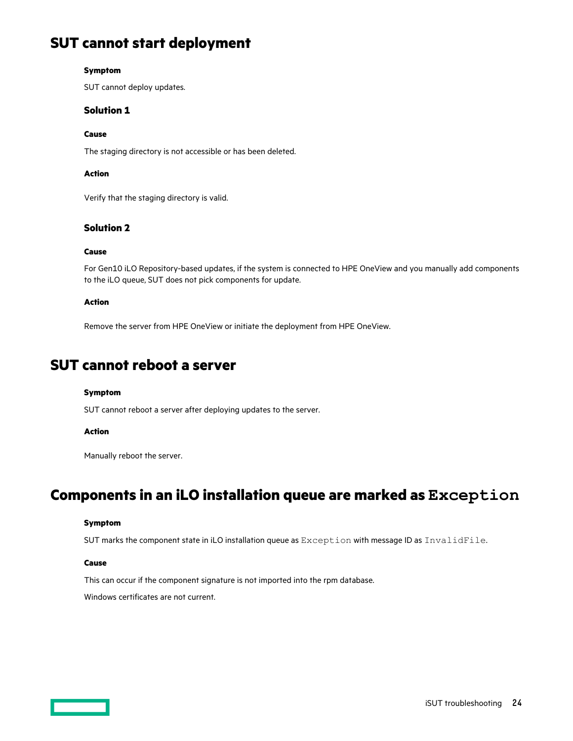## SUT cannot start deployment

**Symptom**

SUT cannot deploy updates.

### Solution 1

**Cause**

The staging directory is not accessible or has been deleted.

**Action**

Verify that the staging directory is valid.

### Solution 2

**Cause**

For Gen10 iLO Repository-based updates, if the system is connected to HPE OneView and you manually add components to the iLO queue, SUT does not pick components for update.

**Action**

Remove the server from HPE OneView or initiate the deployment from HPE OneView.

## SUT cannot reboot a server

**Symptom**

SUT cannot reboot a server after deploying updates to the server.

**Action**

Manually reboot the server.

## Components in an iLO installation queue are marked as `Exception`

**Symptom**

SUT marks the component state in iLO installation queue as `Exception` with message ID as `InvalidFile`.

**Cause**

This can occur if the component signature is not imported into the rpm database.

Windows certificates are not current.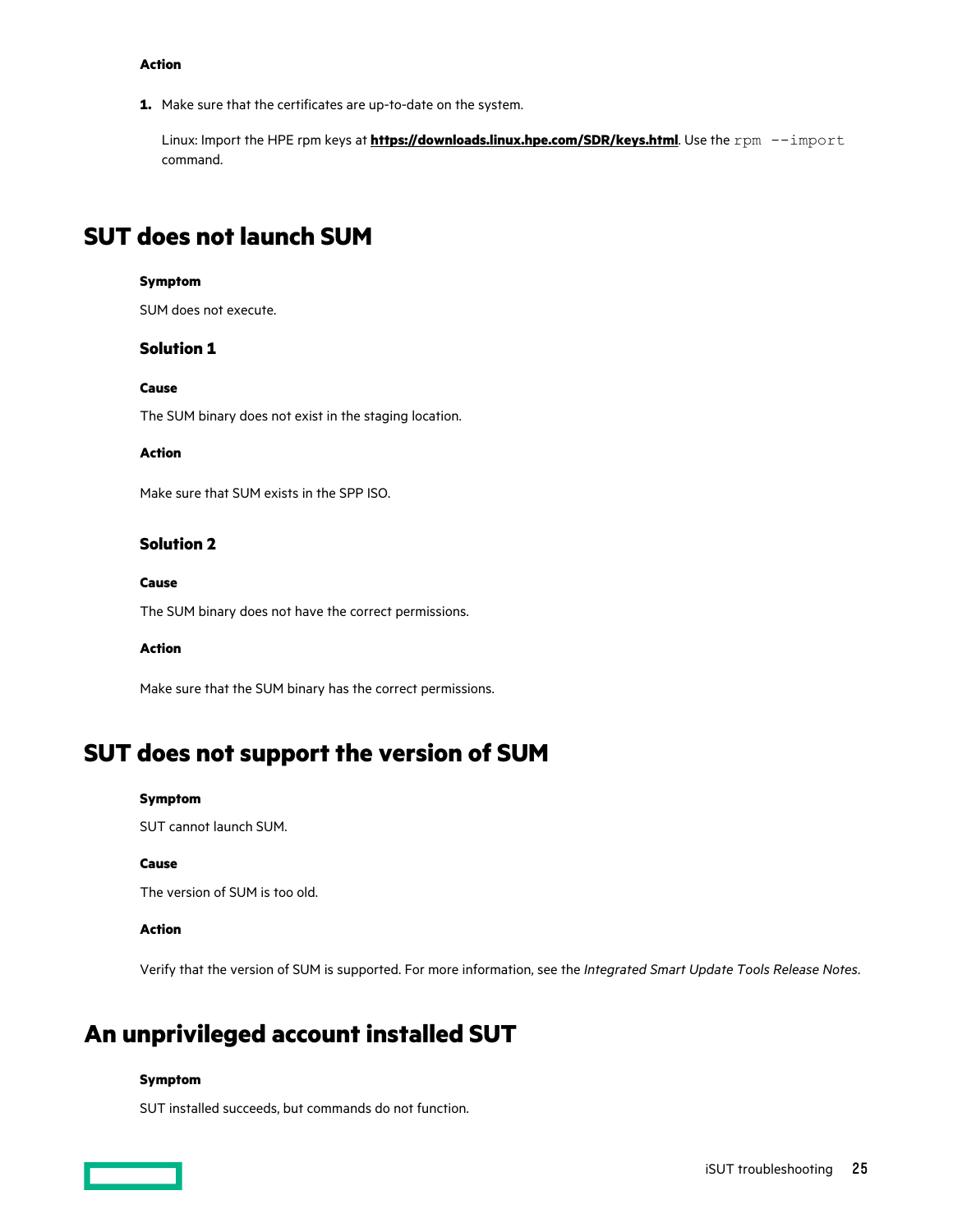#### Action

1. Make sure that the certificates are up-to-date on the system.

   Linux: Import the HPE rpm keys at **https://downloads.linux.hpe.com/SDR/keys.html**. Use the `rpm --import` command.

## SUT does not launch SUM

#### Symptom

SUM does not execute.

### Solution 1

#### Cause

The SUM binary does not exist in the staging location.

#### Action

Make sure that SUM exists in the SPP ISO.

### Solution 2

#### Cause

The SUM binary does not have the correct permissions.

#### Action

Make sure that the SUM binary has the correct permissions.

## SUT does not support the version of SUM

#### Symptom

SUT cannot launch SUM.

#### Cause

The version of SUM is too old.

#### Action

Verify that the version of SUM is supported. For more information, see the *Integrated Smart Update Tools Release Notes*.

## An unprivileged account installed SUT

#### Symptom

SUT installed succeeds, but commands do not function.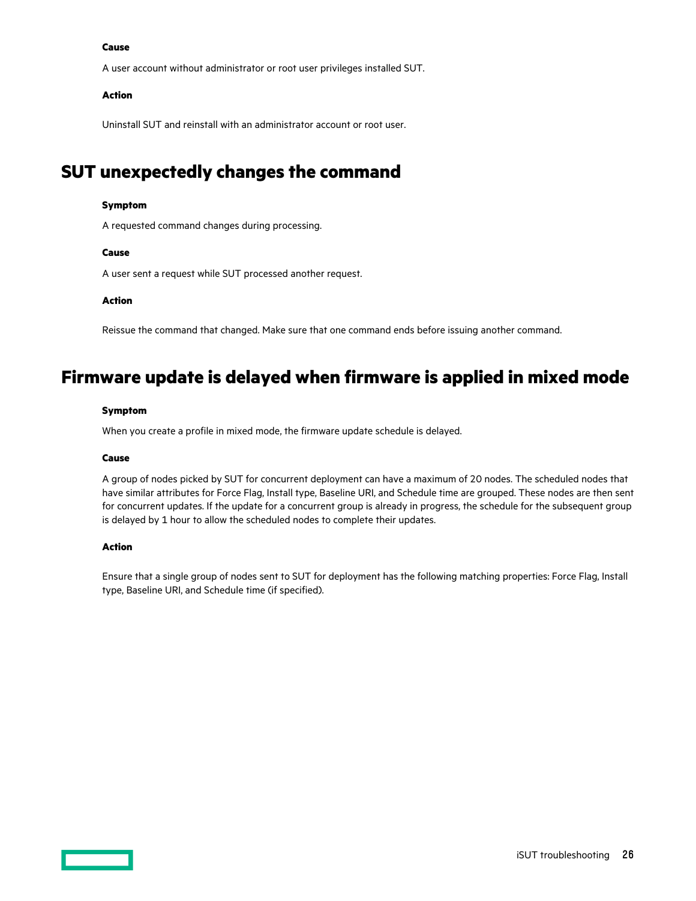**Cause**

A user account without administrator or root user privileges installed SUT.

**Action**

Uninstall SUT and reinstall with an administrator account or root user.

## SUT unexpectedly changes the command

**Symptom**

A requested command changes during processing.

**Cause**

A user sent a request while SUT processed another request.

**Action**

Reissue the command that changed. Make sure that one command ends before issuing another command.

## Firmware update is delayed when firmware is applied in mixed mode

**Symptom**

When you create a profile in mixed mode, the firmware update schedule is delayed.

**Cause**

A group of nodes picked by SUT for concurrent deployment can have a maximum of 20 nodes. The scheduled nodes that have similar attributes for Force Flag, Install type, Baseline URI, and Schedule time are grouped. These nodes are then sent for concurrent updates. If the update for a concurrent group is already in progress, the schedule for the subsequent group is delayed by 1 hour to allow the scheduled nodes to complete their updates.

**Action**

Ensure that a single group of nodes sent to SUT for deployment has the following matching properties: Force Flag, Install type, Baseline URI, and Schedule time (if specified).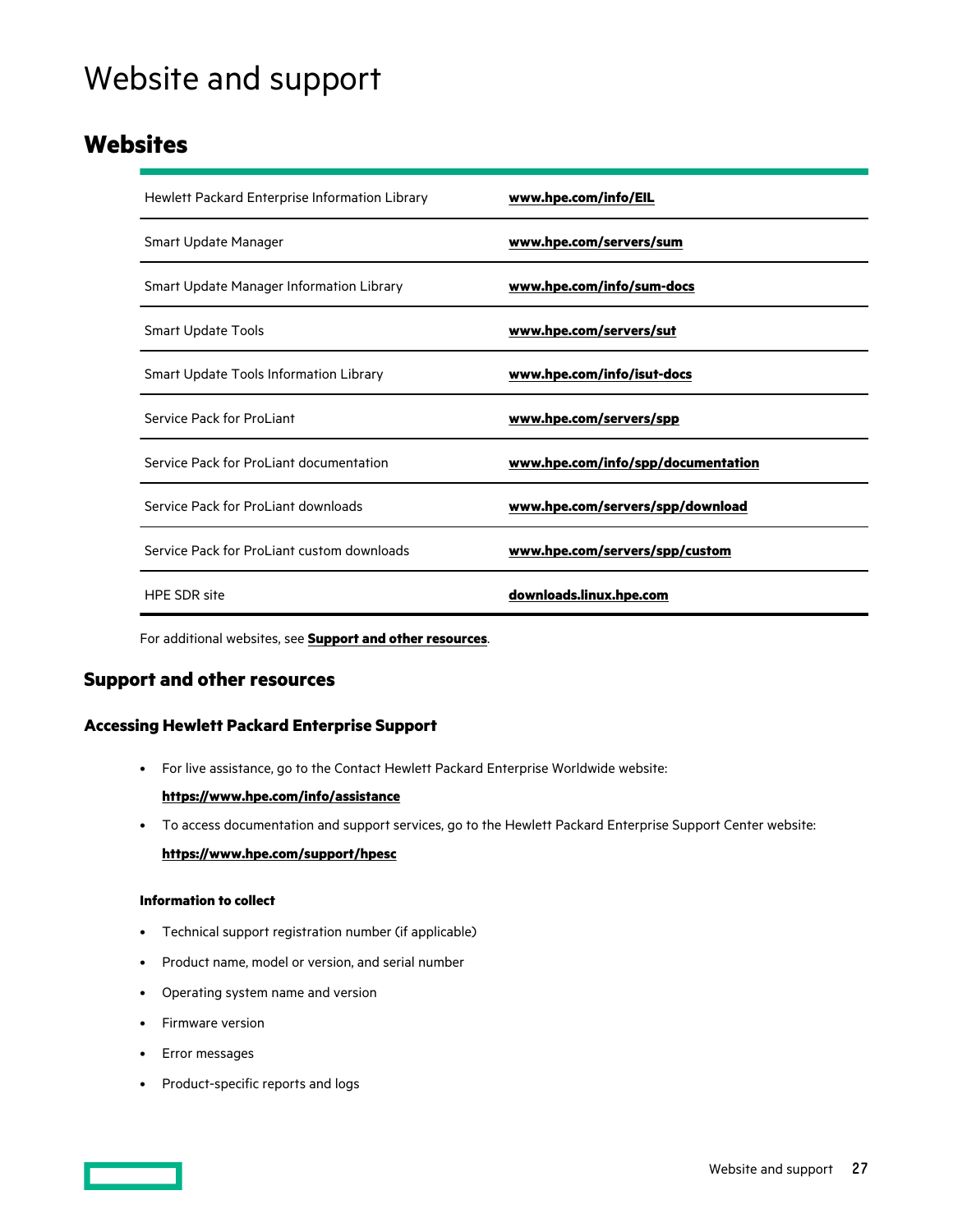# Website and support

## Websites

| | |
|---|---|
| Hewlett Packard Enterprise Information Library | **www.hpe.com/info/EIL** |
| Smart Update Manager | **www.hpe.com/servers/sum** |
| Smart Update Manager Information Library | **www.hpe.com/info/sum-docs** |
| Smart Update Tools | **www.hpe.com/servers/sut** |
| Smart Update Tools Information Library | **www.hpe.com/info/isut-docs** |
| Service Pack for ProLiant | **www.hpe.com/servers/spp** |
| Service Pack for ProLiant documentation | **www.hpe.com/info/spp/documentation** |
| Service Pack for ProLiant downloads | **www.hpe.com/servers/spp/download** |
| Service Pack for ProLiant custom downloads | **www.hpe.com/servers/spp/custom** |
| HPE SDR site | **downloads.linux.hpe.com** |

For additional websites, see **Support and other resources**.

## Support and other resources

### Accessing Hewlett Packard Enterprise Support

- For live assistance, go to the Contact Hewlett Packard Enterprise Worldwide website:

  **https://www.hpe.com/info/assistance**

- To access documentation and support services, go to the Hewlett Packard Enterprise Support Center website:

  **https://www.hpe.com/support/hpesc**

#### Information to collect

- Technical support registration number (if applicable)
- Product name, model or version, and serial number
- Operating system name and version
- Firmware version
- Error messages
- Product-specific reports and logs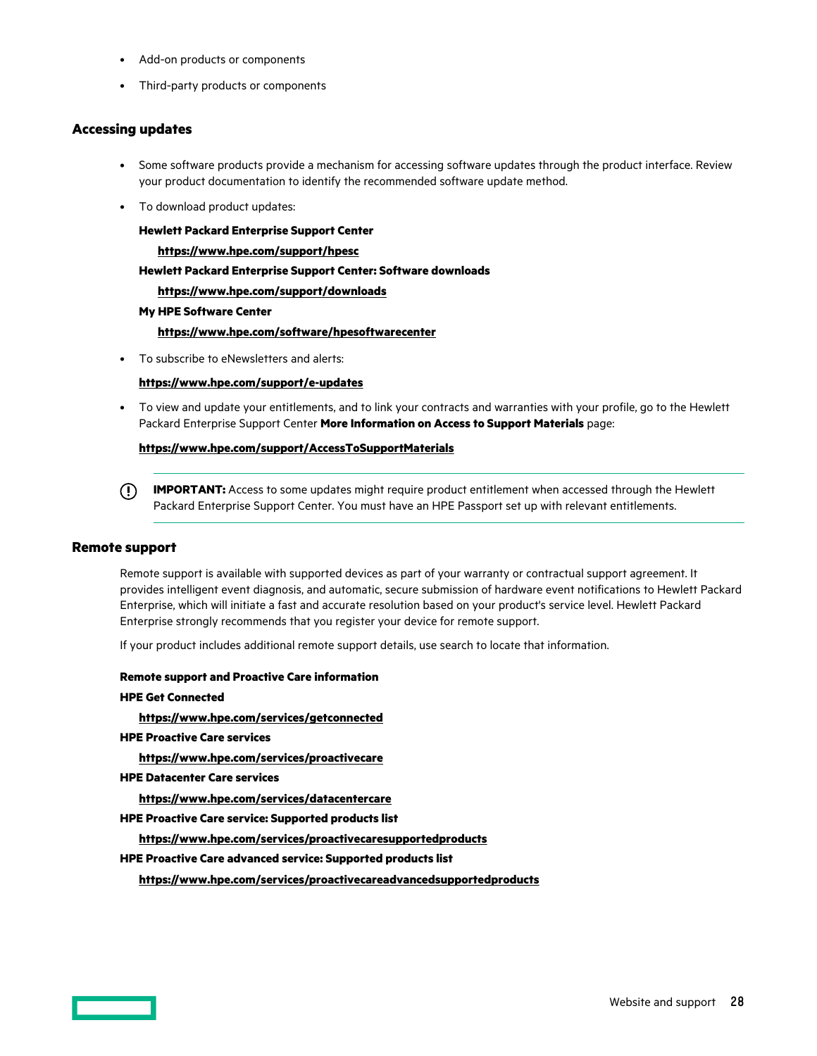- Add-on products or components
- Third-party products or components

## Accessing updates

- Some software products provide a mechanism for accessing software updates through the product interface. Review your product documentation to identify the recommended software update method.
- To download product updates:

  **Hewlett Packard Enterprise Support Center**

  **https://www.hpe.com/support/hpesc**

  **Hewlett Packard Enterprise Support Center: Software downloads**

  **https://www.hpe.com/support/downloads**

  **My HPE Software Center**

  **https://www.hpe.com/software/hpesoftwarecenter**

- To subscribe to eNewsletters and alerts:

  **https://www.hpe.com/support/e-updates**

- To view and update your entitlements, and to link your contracts and warranties with your profile, go to the Hewlett Packard Enterprise Support Center **More Information on Access to Support Materials** page:

  **https://www.hpe.com/support/AccessToSupportMaterials**

> **IMPORTANT:** Access to some updates might require product entitlement when accessed through the Hewlett Packard Enterprise Support Center. You must have an HPE Passport set up with relevant entitlements.

## Remote support

Remote support is available with supported devices as part of your warranty or contractual support agreement. It provides intelligent event diagnosis, and automatic, secure submission of hardware event notifications to Hewlett Packard Enterprise, which will initiate a fast and accurate resolution based on your product's service level. Hewlett Packard Enterprise strongly recommends that you register your device for remote support.

If your product includes additional remote support details, use search to locate that information.

**Remote support and Proactive Care information**

**HPE Get Connected**

**https://www.hpe.com/services/getconnected**

**HPE Proactive Care services**

**https://www.hpe.com/services/proactivecare**

**HPE Datacenter Care services**

**https://www.hpe.com/services/datacentercare**

**HPE Proactive Care service: Supported products list**

**https://www.hpe.com/services/proactivecaresupportedproducts**

**HPE Proactive Care advanced service: Supported products list**

**https://www.hpe.com/services/proactivecareadvancedsupportedproducts**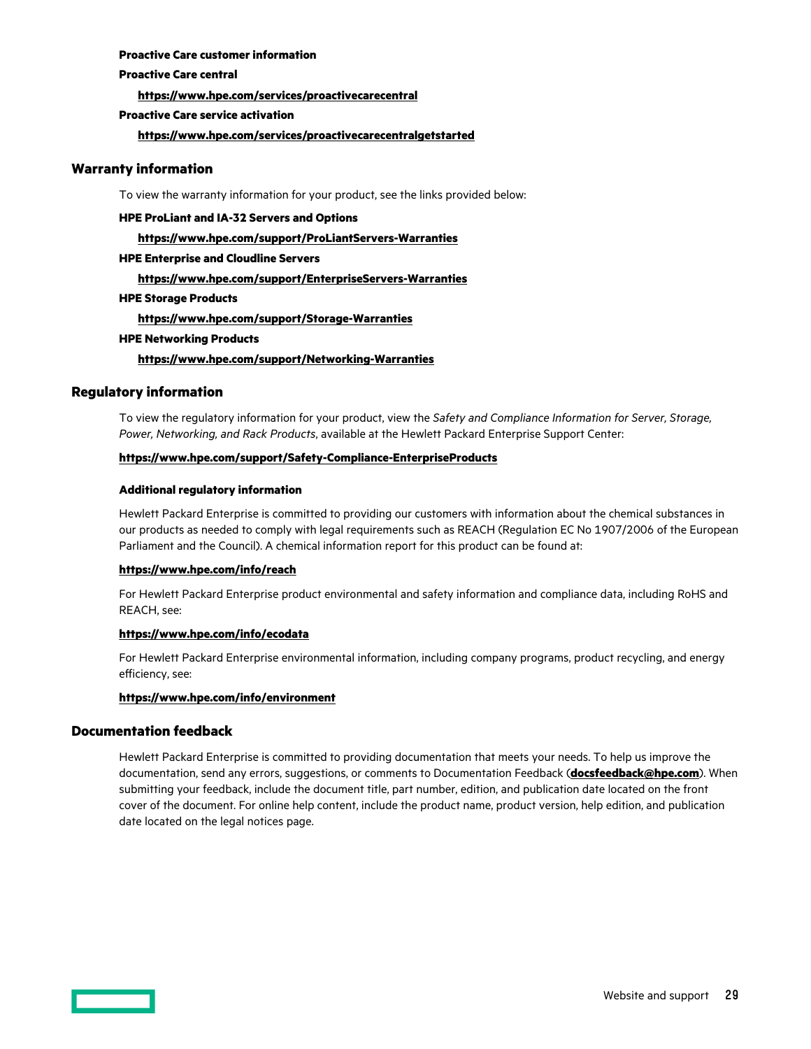**Proactive Care customer information**

**Proactive Care central**

**https://www.hpe.com/services/proactivecarecentral**

**Proactive Care service activation**

**https://www.hpe.com/services/proactivecarecentralgetstarted**

## Warranty information

To view the warranty information for your product, see the links provided below:

**HPE ProLiant and IA-32 Servers and Options**

**https://www.hpe.com/support/ProLiantServers-Warranties**

**HPE Enterprise and Cloudline Servers**

**https://www.hpe.com/support/EnterpriseServers-Warranties**

**HPE Storage Products**

**https://www.hpe.com/support/Storage-Warranties**

**HPE Networking Products**

**https://www.hpe.com/support/Networking-Warranties**

## Regulatory information

To view the regulatory information for your product, view the *Safety and Compliance Information for Server, Storage, Power, Networking, and Rack Products*, available at the Hewlett Packard Enterprise Support Center:

**https://www.hpe.com/support/Safety-Compliance-EnterpriseProducts**

### Additional regulatory information

Hewlett Packard Enterprise is committed to providing our customers with information about the chemical substances in our products as needed to comply with legal requirements such as REACH (Regulation EC No 1907/2006 of the European Parliament and the Council). A chemical information report for this product can be found at:

**https://www.hpe.com/info/reach**

For Hewlett Packard Enterprise product environmental and safety information and compliance data, including RoHS and REACH, see:

**https://www.hpe.com/info/ecodata**

For Hewlett Packard Enterprise environmental information, including company programs, product recycling, and energy efficiency, see:

**https://www.hpe.com/info/environment**

## Documentation feedback

Hewlett Packard Enterprise is committed to providing documentation that meets your needs. To help us improve the documentation, send any errors, suggestions, or comments to Documentation Feedback (**docsfeedback@hpe.com**). When submitting your feedback, include the document title, part number, edition, and publication date located on the front cover of the document. For online help content, include the product name, product version, help edition, and publication date located on the legal notices page.